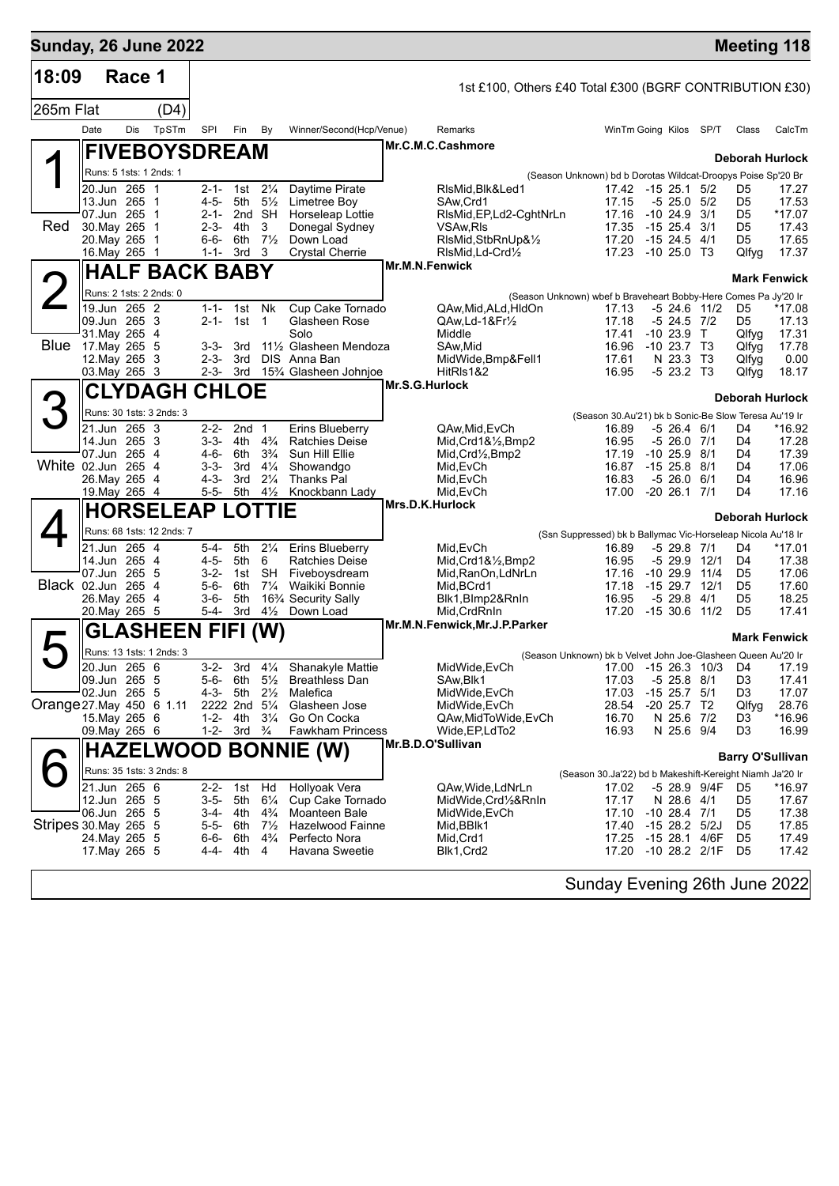## Sunday, 26 June 2022 — Meeting 118

**18:09 Race 1** — 1st £100, Others £40 Total £300 (BGRF CONTRIBUTION £30)

265m Flat (D4)

| Date | Dis | TpSTm | SPI | Fin | By | Winner/Second(Hcp/Venue) | Remarks | WinTm | Going | Kilos | SP/T | Class | CalcTm |
|---|---|---|---|---|---|---|---|---|---|---|---|---|---|

### 1 FIVEBOYSDREAM (Red)
Mr.C.M.C.Cashmore — **Deborah Hurlock**

Runs: 5 1sts: 1 2nds: 1 — (Season Unknown) bd b Dorotas Wildcat-Droopys Poise Sp'20 Br

| Date | Dis | TpSTm | SPI | Fin | By | Winner/Second(Hcp/Venue) | Remarks | WinTm | Going | Kilos | SP/T | Class | CalcTm |
|---|---|---|---|---|---|---|---|---|---|---|---|---|---|
| 20.Jun | 265 | 1 | 2-1- | 1st | 2¼ | Daytime Pirate | RlsMid,Blk&Led1 | 17.42 | -15 | 25.1 | 5/2 | D5 | 17.27 |
| 13.Jun | 265 | 1 | 4-5- | 5th | 5½ | Limetree Boy | SAw,Crd1 | 17.15 | -5 | 25.0 | 5/2 | D5 | 17.53 |
| 07.Jun | 265 | 1 | 2-1- | 2nd | SH | Horseleap Lottie | RlsMid,EP,Ld2-CghtNrLn | 17.16 | -10 | 24.9 | 3/1 | D5 | *17.07 |
| 30.May | 265 | 1 | 2-3- | 4th | 3 | Donegal Sydney | VSAw,Rls | 17.35 | -15 | 25.4 | 3/1 | D5 | 17.43 |
| 20.May | 265 | 1 | 6-6- | 6th | 7½ | Down Load | RlsMid,StbRnUp&½ | 17.20 | -15 | 24.5 | 4/1 | D5 | 17.65 |
| 16.May | 265 | 1 | 1-1- | 3rd | 3 | Crystal Cherrie | RlsMid,Ld-Crd½ | 17.23 | -10 | 25.0 | T3 | Qlfyg | 17.37 |

### 2 HALF BACK BABY (Blue)
Mr.M.N.Fenwick — **Mark Fenwick**

Runs: 2 1sts: 2 2nds: 0 — (Season Unknown) wbef b Braveheart Bobby-Here Comes Pa Jy'20 Ir

| Date | Dis | TpSTm | SPI | Fin | By | Winner/Second(Hcp/Venue) | Remarks | WinTm | Going | Kilos | SP/T | Class | CalcTm |
|---|---|---|---|---|---|---|---|---|---|---|---|---|---|
| 19.Jun | 265 | 2 | 1-1- | 1st | Nk | Cup Cake Tornado | QAw,Mid,ALd,HldOn | 17.13 | -5 | 24.6 | 11/2 | D5 | *17.08 |
| 09.Jun | 265 | 3 | 2-1- | 1st | 1 | Glasheen Rose | QAw,Ld-1&Fr½ | 17.18 | -5 | 24.5 | 7/2 | D5 | 17.13 |
| 31.May | 265 | 4 | | | | Solo | Middle | 17.41 | -10 | 23.9 | T | Qlfyg | 17.31 |
| 17.May | 265 | 5 | 3-3- | 3rd | 11½ | Glasheen Mendoza | SAw,Mid | 16.96 | -10 | 23.7 | T3 | Qlfyg | 17.78 |
| 12.May | 265 | 3 | 2-3- | 3rd | DIS | Anna Ban | MidWide,Bmp&Fell1 | 17.61 | N | 23.3 | T3 | Qlfyg | 0.00 |
| 03.May | 265 | 3 | 2-3- | 3rd | 15¾ | Glasheen Johnjoe | HitRls1&2 | 16.95 | -5 | 23.2 | T3 | Qlfyg | 18.17 |

### 3 CLYDAGH CHLOE (White)
Mr.S.G.Hurlock — **Deborah Hurlock**

Runs: 30 1sts: 3 2nds: 3 — (Season 30.Au'21) bk b Sonic-Be Slow Teresa Au'19 Ir

| Date | Dis | TpSTm | SPI | Fin | By | Winner/Second(Hcp/Venue) | Remarks | WinTm | Going | Kilos | SP/T | Class | CalcTm |
|---|---|---|---|---|---|---|---|---|---|---|---|---|---|
| 21.Jun | 265 | 3 | 2-2- | 2nd | 1 | Erins Blueberry | QAw,Mid,EvCh | 16.89 | -5 | 26.4 | 6/1 | D4 | *16.92 |
| 14.Jun | 265 | 3 | 3-3- | 4th | 4¾ | Ratchies Deise | Mid,Crd1&½,Bmp2 | 16.95 | -5 | 26.0 | 7/1 | D4 | 17.28 |
| 07.Jun | 265 | 4 | 4-6- | 6th | 3¾ | Sun Hill Ellie | Mid,Crd½,Bmp2 | 17.19 | -10 | 25.9 | 8/1 | D4 | 17.39 |
| 02.Jun | 265 | 4 | 3-3- | 3rd | 4¼ | Showandgo | Mid,EvCh | 16.87 | -15 | 25.8 | 8/1 | D4 | 17.06 |
| 26.May | 265 | 4 | 4-3- | 3rd | 2¼ | Thanks Pal | Mid,EvCh | 16.83 | -5 | 26.0 | 6/1 | D4 | 16.96 |
| 19.May | 265 | 4 | 5-5- | 5th | 4½ | Knockbann Lady | Mid,EvCh | 17.00 | -20 | 26.1 | 7/1 | D4 | 17.16 |

### 4 HORSELEAP LOTTIE (Black)
Mrs.D.K.Hurlock — **Deborah Hurlock**

Runs: 68 1sts: 12 2nds: 7 — (Ssn Suppressed) bk b Ballymac Vic-Horseleap Nicola Au'18 Ir

| Date | Dis | TpSTm | SPI | Fin | By | Winner/Second(Hcp/Venue) | Remarks | WinTm | Going | Kilos | SP/T | Class | CalcTm |
|---|---|---|---|---|---|---|---|---|---|---|---|---|---|
| 21.Jun | 265 | 4 | 5-4- | 5th | 2¼ | Erins Blueberry | Mid,EvCh | 16.89 | -5 | 29.8 | 7/1 | D4 | *17.01 |
| 14.Jun | 265 | 4 | 4-5- | 5th | 6 | Ratchies Deise | Mid,Crd1&½,Bmp2 | 16.95 | -5 | 29.9 | 12/1 | D4 | 17.38 |
| 07.Jun | 265 | 5 | 3-2- | 1st | SH | Fiveboysdream | Mid,RanOn,LdNrLn | 17.16 | -10 | 29.9 | 11/4 | D5 | 17.06 |
| 02.Jun | 265 | 4 | 5-6- | 6th | 7¼ | Waikiki Bonnie | Mid,BCrd1 | 17.18 | -15 | 29.7 | 12/1 | D5 | 17.60 |
| 26.May | 265 | 4 | 3-6- | 5th | 16¾ | Security Sally | Blk1,Blmp2&RnIn | 16.95 | -5 | 29.8 | 4/1 | D5 | 18.25 |
| 20.May | 265 | 5 | 5-4- | 3rd | 4½ | Down Load | Mid,CrdRnIn | 17.20 | -15 | 30.6 | 11/2 | D5 | 17.41 |

### 5 GLASHEEN FIFI (W) (Orange)
Mr.M.N.Fenwick,Mr.J.P.Parker — **Mark Fenwick**

Runs: 13 1sts: 1 2nds: 3 — (Season Unknown) bk b Velvet John Joe-Glasheen Queen Au'20 Ir

| Date | Dis | TpSTm | SPI | Fin | By | Winner/Second(Hcp/Venue) | Remarks | WinTm | Going | Kilos | SP/T | Class | CalcTm |
|---|---|---|---|---|---|---|---|---|---|---|---|---|---|
| 20.Jun | 265 | 6 | 3-2- | 3rd | 4¼ | Shanakyle Mattie | MidWide,EvCh | 17.00 | -15 | 26.3 | 10/3 | D4 | 17.19 |
| 09.Jun | 265 | 5 | 5-6- | 6th | 5½ | Breathless Dan | SAw,Blk1 | 17.03 | -5 | 25.8 | 8/1 | D3 | 17.41 |
| 02.Jun | 265 | 5 | 4-3- | 5th | 2½ | Malefica | MidWide,EvCh | 17.03 | -15 | 25.7 | 5/1 | D3 | 17.07 |
| 27.May | 450 | 6 1.11 | 2222 | 2nd | 5¼ | Glasheen Jose | MidWide,EvCh | 28.54 | -20 | 25.7 | T2 | Qlfyg | 28.76 |
| 15.May | 265 | 6 | 1-2- | 4th | 3¼ | Go On Cocka | QAw,MidToWide,EvCh | 16.70 | N | 25.6 | 7/2 | D3 | *16.96 |
| 09.May | 265 | 6 | 1-2- | 3rd | ¾ | Fawkham Princess | Wide,EP,LdTo2 | 16.93 | N | 25.6 | 9/4 | D3 | 16.99 |

### 6 HAZELWOOD BONNIE (W) (Stripes)
Mr.B.D.O'Sullivan — **Barry O'Sullivan**

Runs: 35 1sts: 3 2nds: 8 — (Season 30.Ja'22) bd b Makeshift-Kereight Niamh Ja'20 Ir

| Date | Dis | TpSTm | SPI | Fin | By | Winner/Second(Hcp/Venue) | Remarks | WinTm | Going | Kilos | SP/T | Class | CalcTm |
|---|---|---|---|---|---|---|---|---|---|---|---|---|---|
| 21.Jun | 265 | 6 | 2-2- | 1st | Hd | Hollyoak Vera | QAw,Wide,LdNrLn | 17.02 | -5 | 28.9 | 9/4F | D5 | *16.97 |
| 12.Jun | 265 | 5 | 3-5- | 5th | 6¼ | Cup Cake Tornado | MidWide,Crd½&RnIn | 17.17 | N | 28.6 | 4/1 | D5 | 17.67 |
| 06.Jun | 265 | 5 | 3-4- | 4th | 4¾ | Moanteen Bale | MidWide,EvCh | 17.10 | -10 | 28.4 | 7/1 | D5 | 17.38 |
| 30.May | 265 | 5 | 5-5- | 6th | 7½ | Hazelwood Fainne | Mid,BBlk1 | 17.40 | -15 | 28.2 | 5/2J | D5 | 17.85 |
| 24.May | 265 | 5 | 6-6- | 6th | 4¾ | Perfecto Nora | Mid,Crd1 | 17.25 | -15 | 28.1 | 4/6F | D5 | 17.49 |
| 17.May | 265 | 5 | 4-4- | 4th | 4 | Havana Sweetie | Blk1,Crd2 | 17.20 | -10 | 28.2 | 2/1F | D5 | 17.42 |

Sunday Evening 26th June 2022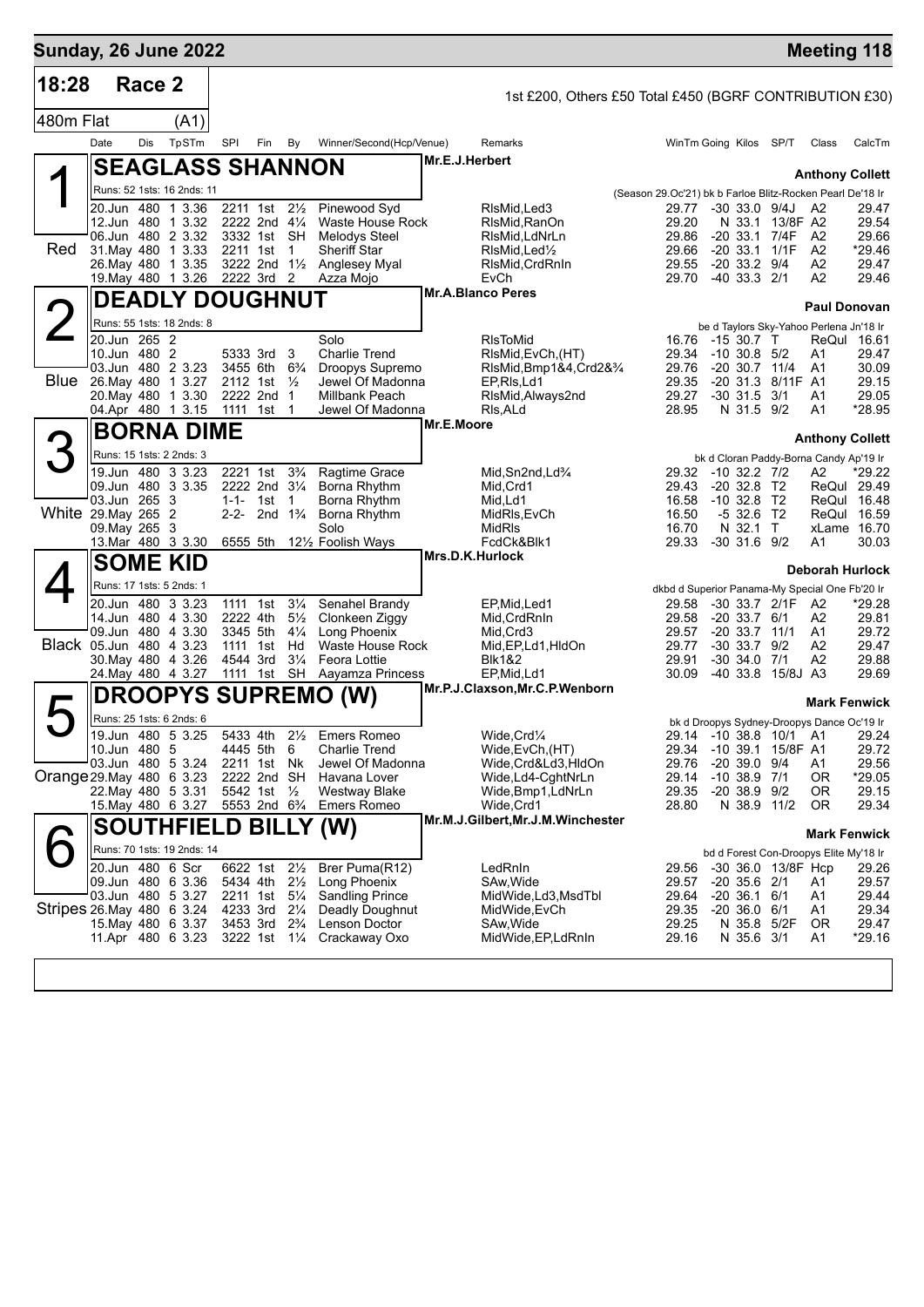## Sunday, 26 June 2022 — Meeting 118

**18:28 Race 2** — 1st £200, Others £50 Total £450 (BGRF CONTRIBUTION £30)

**480m Flat (A1)**

| Date | Dis | TpSTm | SPI | Fin | By | Winner/Second(Hcp/Venue) | Remarks | WinTm | Going | Kilos | SP/T | Class | CalcTm |
|---|---|---|---|---|---|---|---|---|---|---|---|---|---|

### 1 Red — SEAGLASS SHANNON
Mr.E.J.Herbert — Trainer: Anthony Collett
Runs: 52 1sts: 16 2nds: 11 — (Season 29.Oc'21) bk b Farloe Blitz-Rocken Pearl De'18 Ir

| Date | Dis | TpSTm | SPI | Fin | By | Winner/Second | Remarks | WinTm | Going | Kilos | SP/T | Class | CalcTm |
|---|---|---|---|---|---|---|---|---|---|---|---|---|---|
| 20.Jun | 480 | 1 3.36 | 2211 | 1st | 2½ | Pinewood Syd | RlsMid,Led3 | 29.77 | -30 | 33.0 | 9/4J | A2 | 29.47 |
| 12.Jun | 480 | 1 3.32 | 2222 | 2nd | 4¼ | Waste House Rock | RlsMid,RanOn | 29.20 | N | 33.1 | 13/8F | A2 | 29.54 |
| 06.Jun | 480 | 2 3.32 | 3332 | 1st | SH | Melodys Steel | RlsMid,LdNrLn | 29.86 | -20 | 33.1 | 7/4F | A2 | 29.66 |
| 31.May | 480 | 1 3.33 | 2211 | 1st | 1 | Sheriff Star | RlsMid,Led½ | 29.66 | -20 | 33.1 | 1/1F | A2 | *29.46 |
| 26.May | 480 | 1 3.35 | 3222 | 2nd | 1½ | Anglesey Myal | RlsMid,CrdRnIn | 29.55 | -20 | 33.2 | 9/4 | A2 | 29.47 |
| 19.May | 480 | 1 3.26 | 2222 | 3rd | 2 | Azza Mojo | EvCh | 29.70 | -40 | 33.3 | 2/1 | A2 | 29.46 |

### 2 Blue — DEADLY DOUGHNUT
Mr.A.Blanco Peres — Trainer: Paul Donovan
Runs: 55 1sts: 18 2nds: 8 — be d Taylors Sky-Yahoo Perlena Jn'18 Ir

| Date | Dis | TpSTm | SPI | Fin | By | Winner/Second | Remarks | WinTm | Going | Kilos | SP/T | Class | CalcTm |
|---|---|---|---|---|---|---|---|---|---|---|---|---|---|
| 20.Jun | 265 | 2 | | | | Solo | RlsToMid | 16.76 | -15 | 30.7 | T | ReQul | 16.61 |
| 10.Jun | 480 | 2 | 5333 | 3rd | 3 | Charlie Trend | RlsMid,EvCh,(HT) | 29.34 | -10 | 30.8 | 5/2 | A1 | 29.47 |
| 03.Jun | 480 | 2 3.23 | 3455 | 6th | 6¾ | Droopys Supremo | RlsMid,Bmp1&4,Crd2&¾ | 29.76 | -20 | 30.7 | 11/4 | A1 | 30.09 |
| 26.May | 480 | 1 3.27 | 2112 | 1st | ½ | Jewel Of Madonna | EP,Rls,Ld1 | 29.35 | -20 | 31.3 | 8/11F | A1 | 29.15 |
| 20.May | 480 | 1 3.30 | 2222 | 2nd | 1 | Millbank Peach | RlsMid,Always2nd | 29.27 | -30 | 31.5 | 3/1 | A1 | 29.05 |
| 04.Apr | 480 | 1 3.15 | 1111 | 1st | 1 | Jewel Of Madonna | Rls,ALd | 28.95 | N | 31.5 | 9/2 | A1 | *28.95 |

### 3 White — BORNA DIME
Mr.E.Moore — Trainer: Anthony Collett
Runs: 15 1sts: 2 2nds: 3 — bk d Cloran Paddy-Borna Candy Ap'19 Ir

| Date | Dis | TpSTm | SPI | Fin | By | Winner/Second | Remarks | WinTm | Going | Kilos | SP/T | Class | CalcTm |
|---|---|---|---|---|---|---|---|---|---|---|---|---|---|
| 19.Jun | 480 | 3 3.23 | 2221 | 1st | 3¾ | Ragtime Grace | Mid,Sn2nd,Ld¾ | 29.32 | -10 | 32.2 | 7/2 | A2 | *29.22 |
| 09.Jun | 480 | 3 3.35 | 2222 | 2nd | 3¼ | Borna Rhythm | Mid,Crd1 | 29.43 | -20 | 32.8 | T2 | ReQul | 29.49 |
| 03.Jun | 265 | 3 | 1-1- | 1st | 1 | Borna Rhythm | Mid,Ld1 | 16.58 | -10 | 32.8 | T2 | ReQul | 16.48 |
| 29.May | 265 | 2 | 2-2- | 2nd | 1¾ | Borna Rhythm | MidRls,EvCh | 16.50 | -5 | 32.6 | T2 | ReQul | 16.59 |
| 09.May | 265 | 3 | | | | Solo | MidRls | 16.70 | N | 32.1 | T | xLame | 16.70 |
| 13.Mar | 480 | 3 3.30 | 6555 | 5th | 12½ | Foolish Ways | FcdCk&Blk1 | 29.33 | -30 | 31.6 | 9/2 | A1 | 30.03 |

### 4 Black — SOME KID
Mrs.D.K.Hurlock — Trainer: Deborah Hurlock
Runs: 17 1sts: 5 2nds: 1 — dkbd d Superior Panama-My Special One Fb'20 Ir

| Date | Dis | TpSTm | SPI | Fin | By | Winner/Second | Remarks | WinTm | Going | Kilos | SP/T | Class | CalcTm |
|---|---|---|---|---|---|---|---|---|---|---|---|---|---|
| 20.Jun | 480 | 3 3.23 | 1111 | 1st | 3¼ | Senahel Brandy | EP,Mid,Led1 | 29.58 | -30 | 33.7 | 2/1F | A2 | *29.28 |
| 14.Jun | 480 | 4 3.30 | 2222 | 4th | 5½ | Clonkeen Ziggy | Mid,CrdRnIn | 29.58 | -20 | 33.7 | 6/1 | A2 | 29.81 |
| 09.Jun | 480 | 4 3.30 | 3345 | 5th | 4¼ | Long Phoenix | Mid,Crd3 | 29.57 | -20 | 33.7 | 11/1 | A1 | 29.72 |
| 05.Jun | 480 | 4 3.23 | 1111 | 1st | Hd | Waste House Rock | Mid,EP,Ld1,HldOn | 29.77 | -30 | 33.7 | 9/2 | A2 | 29.47 |
| 30.May | 480 | 4 3.26 | 4544 | 3rd | 3¼ | Feora Lottie | Blk1&2 | 29.91 | -30 | 34.0 | 7/1 | A2 | 29.88 |
| 24.May | 480 | 4 3.27 | 1111 | 1st | SH | Aayamza Princess | EP,Mid,Ld1 | 30.09 | -40 | 33.8 | 15/8J | A3 | 29.69 |

### 5 Orange — DROOPYS SUPREMO (W)
Mr.P.J.Claxson,Mr.C.P.Wenborn — Trainer: Mark Fenwick
Runs: 25 1sts: 6 2nds: 6 — bk d Droopys Sydney-Droopys Dance Oc'19 Ir

| Date | Dis | TpSTm | SPI | Fin | By | Winner/Second | Remarks | WinTm | Going | Kilos | SP/T | Class | CalcTm |
|---|---|---|---|---|---|---|---|---|---|---|---|---|---|
| 19.Jun | 480 | 5 3.25 | 5433 | 4th | 2½ | Emers Romeo | Wide,Crd¼ | 29.14 | -10 | 38.8 | 10/1 | A1 | 29.24 |
| 10.Jun | 480 | 5 | 4445 | 5th | 6 | Charlie Trend | Wide,EvCh,(HT) | 29.34 | -10 | 39.1 | 15/8F | A1 | 29.72 |
| 03.Jun | 480 | 5 3.24 | 2211 | 1st | Nk | Jewel Of Madonna | Wide,Crd&Ld3,HldOn | 29.76 | -20 | 39.0 | 9/4 | A1 | 29.56 |
| 29.May | 480 | 6 3.23 | 2222 | 2nd | SH | Havana Lover | Wide,Ld4-CghtNrLn | 29.14 | -10 | 38.9 | 7/1 | OR | *29.05 |
| 22.May | 480 | 5 3.31 | 5542 | 1st | ½ | Westway Blake | Wide,Bmp1,LdNrLn | 29.35 | -20 | 38.9 | 9/2 | OR | 29.15 |
| 15.May | 480 | 6 3.27 | 5553 | 2nd | 6¾ | Emers Romeo | Wide,Crd1 | 28.80 | N | 38.9 | 11/2 | OR | 29.34 |

### 6 Stripes — SOUTHFIELD BILLY (W)
Mr.M.J.Gilbert,Mr.J.M.Winchester — Trainer: Mark Fenwick
Runs: 70 1sts: 19 2nds: 14 — bd d Forest Con-Droopys Elite My'18 Ir

| Date | Dis | TpSTm | SPI | Fin | By | Winner/Second | Remarks | WinTm | Going | Kilos | SP/T | Class | CalcTm |
|---|---|---|---|---|---|---|---|---|---|---|---|---|---|
| 20.Jun | 480 | 6 Scr | 6622 | 1st | 2½ | Brer Puma(R12) | LedRnIn | 29.56 | -30 | 36.0 | 13/8F | Hcp | 29.26 |
| 09.Jun | 480 | 6 3.36 | 5434 | 4th | 2½ | Long Phoenix | SAw,Wide | 29.57 | -20 | 35.6 | 2/1 | A1 | 29.57 |
| 03.Jun | 480 | 5 3.27 | 2211 | 1st | 5¼ | Sandling Prince | MidWide,Ld3,MsdTbl | 29.64 | -20 | 36.1 | 6/1 | A1 | 29.44 |
| 26.May | 480 | 6 3.24 | 4233 | 3rd | 2¼ | Deadly Doughnut | MidWide,EvCh | 29.35 | -20 | 36.0 | 6/1 | A1 | 29.34 |
| 15.May | 480 | 6 3.37 | 3453 | 3rd | 2¾ | Lenson Doctor | SAw,Wide | 29.25 | N | 35.8 | 5/2F | OR | 29.47 |
| 11.Apr | 480 | 6 3.23 | 3222 | 1st | 1¼ | Crackaway Oxo | MidWide,EP,LdRnIn | 29.16 | N | 35.6 | 3/1 | A1 | *29.16 |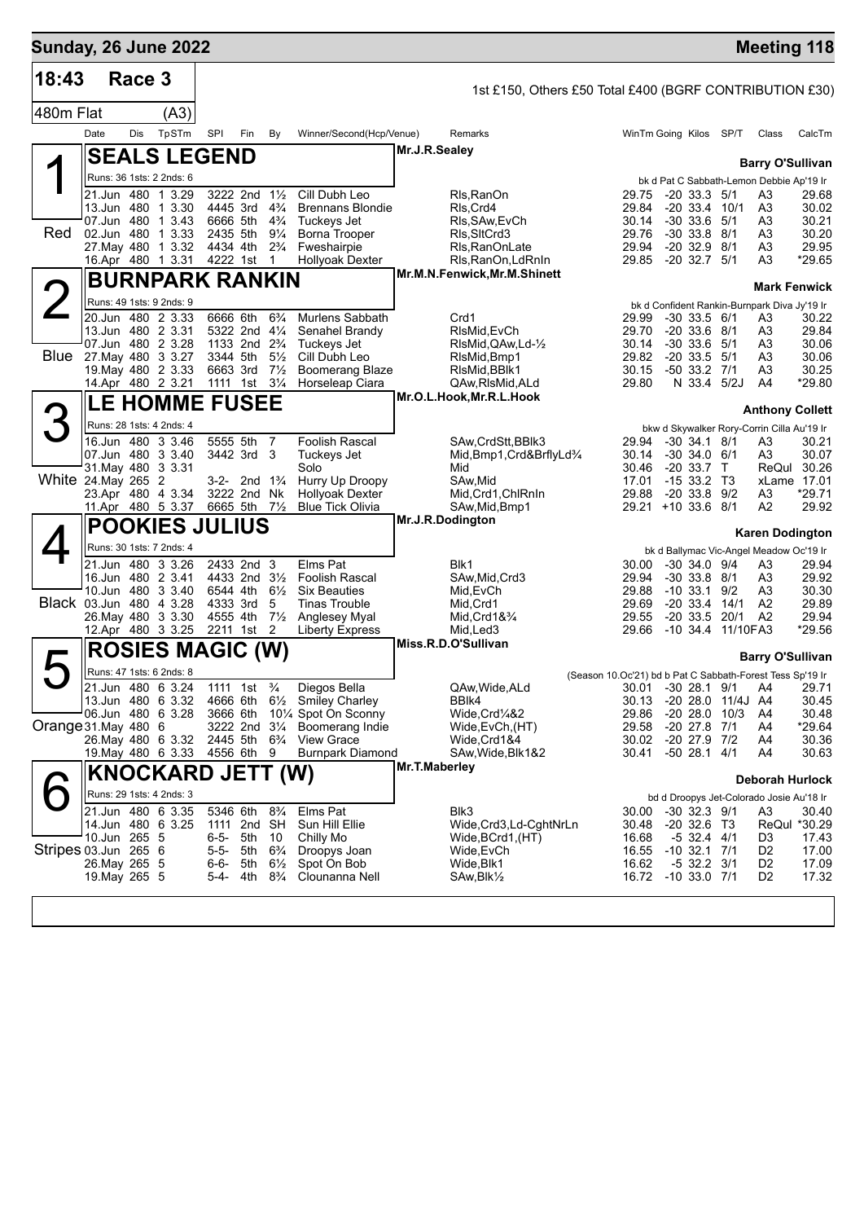## Sunday, 26 June 2022 — Meeting 118

**18:43 Race 3** — 1st £150, Others £50 Total £400 (BGRF CONTRIBUTION £30)

480m Flat (A3)

### 1 — Red — SEALS LEGEND
Mr.J.R.Sealey — **Barry O'Sullivan**
Runs: 36 1sts: 2 2nds: 6 — bk d Pat C Sabbath-Lemon Debbie Ap'19 Ir

| Date | Dis | Tp STm | SPI | Fin | By | Winner/Second(Hcp/Venue) | Remarks | WinTm | Going | Kilos | SP/T | Class | CalcTm |
|---|---|---|---|---|---|---|---|---|---|---|---|---|---|
| 21.Jun | 480 | 1 3.29 | 3222 | 2nd | 1½ | Cill Dubh Leo | Rls,RanOn | 29.75 | -20 | 33.3 | 5/1 | A3 | 29.68 |
| 13.Jun | 480 | 1 3.30 | 4445 | 3rd | 4¾ | Brennans Blondie | Rls,Crd4 | 29.84 | -20 | 33.4 | 10/1 | A3 | 30.02 |
| 07.Jun | 480 | 1 3.43 | 6666 | 5th | 4¾ | Tuckeys Jet | Rls,SAw,EvCh | 30.14 | -30 | 33.6 | 5/1 | A3 | 30.21 |
| 02.Jun | 480 | 1 3.33 | 2435 | 5th | 9¼ | Borna Trooper | Rls,SltCrd3 | 29.76 | -30 | 33.8 | 8/1 | A3 | 30.20 |
| 27.May | 480 | 1 3.32 | 4434 | 4th | 2¾ | Fweshairpie | Rls,RanOnLate | 29.94 | -20 | 32.9 | 8/1 | A3 | 29.95 |
| 16.Apr | 480 | 1 3.31 | 4222 | 1st | 1 | Hollyoak Dexter | Rls,RanOn,LdRnIn | 29.85 | -20 | 32.7 | 5/1 | A3 | *29.65 |

### 2 — Blue — BURNPARK RANKIN
Mr.M.N.Fenwick,Mr.M.Shinett — **Mark Fenwick**
Runs: 49 1sts: 9 2nds: 9 — bk d Confident Rankin-Burnpark Diva Jy'19 Ir

| Date | Dis | Tp STm | SPI | Fin | By | Winner/Second(Hcp/Venue) | Remarks | WinTm | Going | Kilos | SP/T | Class | CalcTm |
|---|---|---|---|---|---|---|---|---|---|---|---|---|---|
| 20.Jun | 480 | 2 3.33 | 6666 | 6th | 6¾ | Murlens Sabbath | Crd1 | 29.99 | -30 | 33.5 | 6/1 | A3 | 30.22 |
| 13.Jun | 480 | 2 3.31 | 5322 | 2nd | 4¼ | Senahel Brandy | RlsMid,EvCh | 29.70 | -20 | 33.6 | 8/1 | A3 | 29.84 |
| 07.Jun | 480 | 2 3.28 | 1133 | 2nd | 2¾ | Tuckeys Jet | RlsMid,QAw,Ld-½ | 30.14 | -30 | 33.6 | 5/1 | A3 | 30.06 |
| 27.May | 480 | 3 3.27 | 3344 | 5th | 5½ | Cill Dubh Leo | RlsMid,Bmp1 | 29.82 | -20 | 33.5 | 5/1 | A3 | 30.06 |
| 19.May | 480 | 2 3.33 | 6663 | 3rd | 7½ | Boomerang Blaze | RlsMid,BBlk1 | 30.15 | -50 | 33.2 | 7/1 | A3 | 30.25 |
| 14.Apr | 480 | 2 3.21 | 1111 | 1st | 3¼ | Horseleap Ciara | QAw,RlsMid,ALd | 29.80 | N | 33.4 | 5/2J | A4 | *29.80 |

### 3 — White — LE HOMME FUSEE
Mr.O.L.Hook,Mr.R.L.Hook — **Anthony Collett**
Runs: 28 1sts: 4 2nds: 4 — bkw d Skywalker Rory-Corrin Cilla Au'19 Ir

| Date | Dis | Tp STm | SPI | Fin | By | Winner/Second(Hcp/Venue) | Remarks | WinTm | Going | Kilos | SP/T | Class | CalcTm |
|---|---|---|---|---|---|---|---|---|---|---|---|---|---|
| 16.Jun | 480 | 3 3.46 | 5555 | 5th | 7 | Foolish Rascal | SAw,CrdStt,BBlk3 | 29.94 | -30 | 34.1 | 8/1 | A3 | 30.21 |
| 07.Jun | 480 | 3 3.40 | 3442 | 3rd | 3 | Tuckeys Jet | Mid,Bmp1,Crd&BrflyLd¾ | 30.14 | -30 | 34.0 | 6/1 | A3 | 30.07 |
| 31.May | 480 | 3 3.31 | | | | Solo | Mid | 30.46 | -20 | 33.7 | T | ReQul | 30.26 |
| 24.May | 265 | 2 | 3-2- | 2nd | 1¾ | Hurry Up Droopy | SAw,Mid | 17.01 | -15 | 33.2 | T3 | xLame | 17.01 |
| 23.Apr | 480 | 4 3.34 | 3222 | 2nd | Nk | Hollyoak Dexter | Mid,Crd1,ChlRnIn | 29.88 | -20 | 33.8 | 9/2 | A3 | *29.71 |
| 11.Apr | 480 | 5 3.37 | 6665 | 5th | 7½ | Blue Tick Olivia | SAw,Mid,Bmp1 | 29.21 | +10 | 33.6 | 8/1 | A2 | 29.92 |

### 4 — Black — POOKIES JULIUS
Mr.J.R.Dodington — **Karen Dodington**
Runs: 30 1sts: 7 2nds: 4 — bk d Ballymac Vic-Angel Meadow Oc'19 Ir

| Date | Dis | Tp STm | SPI | Fin | By | Winner/Second(Hcp/Venue) | Remarks | WinTm | Going | Kilos | SP/T | Class | CalcTm |
|---|---|---|---|---|---|---|---|---|---|---|---|---|---|
| 21.Jun | 480 | 3 3.26 | 2433 | 2nd | 3 | Elms Pat | Blk1 | 30.00 | -30 | 34.0 | 9/4 | A3 | 29.94 |
| 16.Jun | 480 | 2 3.41 | 4433 | 2nd | 3½ | Foolish Rascal | SAw,Mid,Crd3 | 29.94 | -30 | 33.8 | 8/1 | A3 | 29.92 |
| 10.Jun | 480 | 3 3.40 | 6544 | 4th | 6½ | Six Beauties | Mid,EvCh | 29.88 | -10 | 33.1 | 9/2 | A3 | 30.30 |
| 03.Jun | 480 | 4 3.28 | 4333 | 3rd | 5 | Tinas Trouble | Mid,Crd1 | 29.69 | -20 | 33.4 | 14/1 | A2 | 29.89 |
| 26.May | 480 | 3 3.30 | 4555 | 4th | 7½ | Anglesey Myal | Mid,Crd1&¾ | 29.55 | -20 | 33.5 | 20/1 | A2 | 29.94 |
| 12.Apr | 480 | 3 3.25 | 2211 | 1st | 2 | Liberty Express | Mid,Led3 | 29.66 | -10 | 34.4 | 11/10F | A3 | *29.56 |

### 5 — Orange — ROSIES MAGIC (W)
Miss.R.D.O'Sullivan — **Barry O'Sullivan**
Runs: 47 1sts: 6 2nds: 8 — (Season 10.Oc'21) bd b Pat C Sabbath-Forest Tess Sp'19 Ir

| Date | Dis | Tp STm | SPI | Fin | By | Winner/Second(Hcp/Venue) | Remarks | WinTm | Going | Kilos | SP/T | Class | CalcTm |
|---|---|---|---|---|---|---|---|---|---|---|---|---|---|
| 21.Jun | 480 | 6 3.24 | 1111 | 1st | ¾ | Diegos Bella | QAw,Wide,ALd | 30.01 | -30 | 28.1 | 9/1 | A4 | 29.71 |
| 13.Jun | 480 | 6 3.32 | 4666 | 6th | 6½ | Smiley Charley | BBlk4 | 30.13 | -20 | 28.0 | 11/4J | A4 | 30.45 |
| 06.Jun | 480 | 6 3.28 | 3666 | 6th | 10¼ | Spot On Sconny | Wide,Crd¼&2 | 29.86 | -20 | 28.0 | 10/3 | A4 | 30.48 |
| 31.May | 480 | 6 | 3222 | 2nd | 3¼ | Boomerang Indie | Wide,EvCh,(HT) | 29.58 | -20 | 27.8 | 7/1 | A4 | *29.64 |
| 26.May | 480 | 6 3.32 | 2445 | 5th | 6¾ | View Grace | Wide,Crd1&4 | 30.02 | -20 | 27.9 | 7/2 | A4 | 30.36 |
| 19.May | 480 | 6 3.33 | 4556 | 6th | 9 | Burnpark Diamond | SAw,Wide,Blk1&2 | 30.41 | -50 | 28.1 | 4/1 | A4 | 30.63 |

### 6 — Stripes — KNOCKARD JETT (W)
Mr.T.Maberley — **Deborah Hurlock**
Runs: 29 1sts: 4 2nds: 3 — bd d Droopys Jet-Colorado Josie Au'18 Ir

| Date | Dis | Tp STm | SPI | Fin | By | Winner/Second(Hcp/Venue) | Remarks | WinTm | Going | Kilos | SP/T | Class | CalcTm |
|---|---|---|---|---|---|---|---|---|---|---|---|---|---|
| 21.Jun | 480 | 6 3.35 | 5346 | 6th | 8¾ | Elms Pat | Blk3 | 30.00 | -30 | 32.3 | 9/1 | A3 | 30.40 |
| 14.Jun | 480 | 6 3.25 | 1111 | 2nd | SH | Sun Hill Ellie | Wide,Crd3,Ld-CghtNrLn | 30.48 | -20 | 32.6 | T3 | ReQul | *30.29 |
| 10.Jun | 265 | 5 | 6-5- | 5th | 10 | Chilly Mo | Wide,BCrd1,(HT) | 16.68 | -5 | 32.4 | 4/1 | D3 | 17.43 |
| 03.Jun | 265 | 6 | 5-5- | 5th | 6¾ | Droopys Joan | Wide,EvCh | 16.55 | -10 | 32.1 | 7/1 | D2 | 17.00 |
| 26.May | 265 | 5 | 6-6- | 5th | 6½ | Spot On Bob | Wide,Blk1 | 16.62 | -5 | 32.2 | 3/1 | D2 | 17.09 |
| 19.May | 265 | 5 | 5-4- | 4th | 8¾ | Clounanna Nell | SAw,Blk½ | 16.72 | -10 | 33.0 | 7/1 | D2 | 17.32 |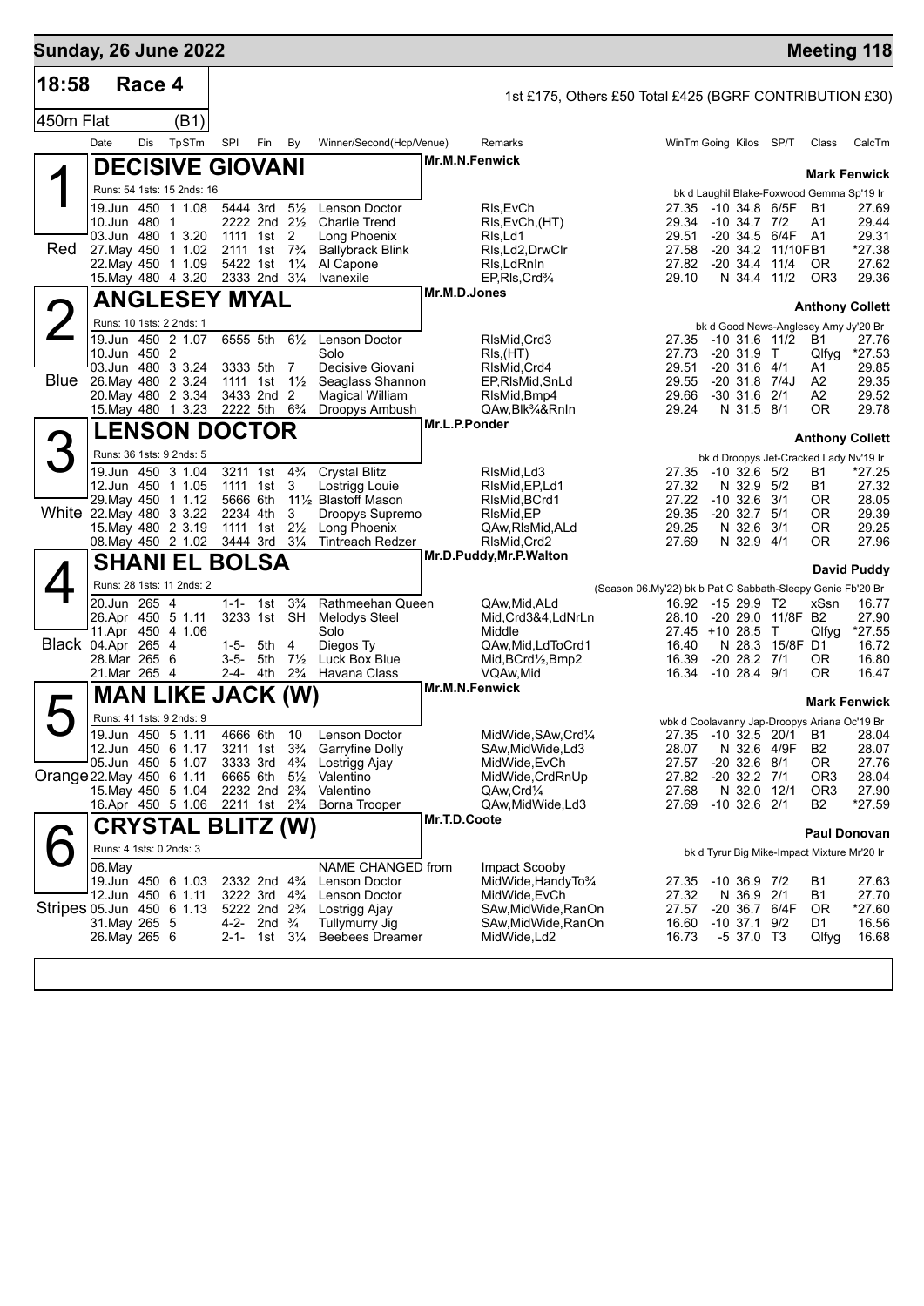## Sunday, 26 June 2022 — Meeting 118

**18:58 Race 4** — 1st £175, Others £50 Total £425 (BGRF CONTRIBUTION £30)

**450m Flat (B1)**

| Date | Dis | TpSTm | SPI | Fin | By | Winner/Second(Hcp/Venue) | Remarks | WinTm | Going | Kilos | SP/T | Class | CalcTm |
|---|---|---|---|---|---|---|---|---|---|---|---|---|---|

### 1 (Red) DECISIVE GIOVANI — Mr.M.N.Fenwick — Mark Fenwick
Runs: 54 1sts: 15 2nds: 16 — bk d Laughil Blake-Foxwood Gemma Sp'19 Ir

| Date | Dis | TpSTm | SPI | Fin | By | Winner/Second(Hcp/Venue) | Remarks | WinTm | Going | Kilos | SP/T | Class | CalcTm |
|---|---|---|---|---|---|---|---|---|---|---|---|---|---|
| 19.Jun | 450 | 1 1.08 | 5444 | 3rd | 5½ | Lenson Doctor | Rls,EvCh | 27.35 | -10 | 34.8 | 6/5F | B1 | 27.69 |
| 10.Jun | 480 | 1 | 2222 | 2nd | 2½ | Charlie Trend | Rls,EvCh,(HT) | 29.34 | -10 | 34.7 | 7/2 | A1 | 29.44 |
| 03.Jun | 480 | 1 3.20 | 1111 | 1st | 2 | Long Phoenix | Rls,Ld1 | 29.51 | -20 | 34.5 | 6/4F | A1 | 29.31 |
| 27.May | 450 | 1 1.02 | 2111 | 1st | 7¾ | Ballybrack Blink | Rls,Ld2,DrwClr | 27.58 | -20 | 34.2 | 11/10F | B1 | *27.38 |
| 22.May | 450 | 1 1.09 | 5422 | 1st | 1¼ | Al Capone | Rls,LdRnIn | 27.82 | -20 | 34.4 | 11/4 | OR | 27.62 |
| 15.May | 480 | 4 3.20 | 2333 | 2nd | 3¼ | Ivanexile | EP,Rls,Crd¾ | 29.10 | N | 34.4 | 11/2 | OR3 | 29.36 |

### 2 (Blue) ANGLESEY MYAL — Mr.M.D.Jones — Anthony Collett
Runs: 10 1sts: 2 2nds: 1 — bk d Good News-Anglesey Amy Jy'20 Br

| Date | Dis | TpSTm | SPI | Fin | By | Winner/Second(Hcp/Venue) | Remarks | WinTm | Going | Kilos | SP/T | Class | CalcTm |
|---|---|---|---|---|---|---|---|---|---|---|---|---|---|
| 19.Jun | 450 | 2 1.07 | 6555 | 5th | 6½ | Lenson Doctor | RlsMid,Crd3 | 27.35 | -10 | 31.6 | 11/2 | B1 | 27.76 |
| 10.Jun | 450 | 2 | | | | Solo | Rls,(HT) | 27.73 | -20 | 31.9 | T | Qlfyg | *27.53 |
| 03.Jun | 480 | 3 3.24 | 3333 | 5th | 7 | Decisive Giovani | RlsMid,Crd4 | 29.51 | -20 | 31.6 | 4/1 | A1 | 29.85 |
| 26.May | 480 | 2 3.24 | 1111 | 1st | 1½ | Seaglass Shannon | EP,RlsMid,SnLd | 29.55 | -20 | 31.8 | 7/4J | A2 | 29.35 |
| 20.May | 480 | 2 3.34 | 3433 | 2nd | 2 | Magical William | RlsMid,Bmp4 | 29.66 | -30 | 31.6 | 2/1 | A2 | 29.52 |
| 15.May | 480 | 1 3.23 | 2222 | 5th | 6¾ | Droopys Ambush | QAw,Blk¾&RnIn | 29.24 | N | 31.5 | 8/1 | OR | 29.78 |

### 3 (White) LENSON DOCTOR — Mr.L.P.Ponder — Anthony Collett
Runs: 36 1sts: 9 2nds: 5 — bk d Droopys Jet-Cracked Lady Nv'19 Ir

| Date | Dis | TpSTm | SPI | Fin | By | Winner/Second(Hcp/Venue) | Remarks | WinTm | Going | Kilos | SP/T | Class | CalcTm |
|---|---|---|---|---|---|---|---|---|---|---|---|---|---|
| 19.Jun | 450 | 3 1.04 | 3211 | 1st | 4¾ | Crystal Blitz | RlsMid,Ld3 | 27.35 | -10 | 32.6 | 5/2 | B1 | *27.25 |
| 12.Jun | 450 | 1 1.05 | 1111 | 1st | 3 | Lostrigg Louie | RlsMid,EP,Ld1 | 27.32 | N | 32.9 | 5/2 | B1 | 27.32 |
| 29.May | 450 | 1 1.12 | 5666 | 6th | 11½ | Blastoff Mason | RlsMid,BCrd1 | 27.22 | -10 | 32.6 | 3/1 | OR | 28.05 |
| 22.May | 480 | 3 3.22 | 2234 | 4th | 3 | Droopys Supremo | RlsMid,EP | 29.35 | -20 | 32.7 | 5/1 | OR | 29.39 |
| 15.May | 480 | 2 3.19 | 1111 | 1st | 2½ | Long Phoenix | QAw,RlsMid,ALd | 29.25 | N | 32.6 | 3/1 | OR | 29.25 |
| 08.May | 450 | 2 1.02 | 3444 | 3rd | 3¼ | Tintreach Redzer | RlsMid,Crd2 | 27.69 | N | 32.9 | 4/1 | OR | 27.96 |

### 4 (Black) SHANI EL BOLSA — Mr.D.Puddy,Mr.P.Walton — David Puddy
Runs: 28 1sts: 11 2nds: 2 — (Season 06.My'22) bk b Pat C Sabbath-Sleepy Genie Fb'20 Br

| Date | Dis | TpSTm | SPI | Fin | By | Winner/Second(Hcp/Venue) | Remarks | WinTm | Going | Kilos | SP/T | Class | CalcTm |
|---|---|---|---|---|---|---|---|---|---|---|---|---|---|
| 20.Jun | 265 | 4 | 1-1- | 1st | 3¾ | Rathmeehan Queen | QAw,Mid,ALd | 16.92 | -15 | 29.9 | T2 | xSsn | 16.77 |
| 26.Apr | 450 | 5 1.11 | 3233 | 1st | SH | Melodys Steel | Mid,Crd3&4,LdNrLn | 28.10 | -20 | 29.0 | 11/8F | B2 | 27.90 |
| 11.Apr | 450 | 4 1.06 | | | | Solo | Middle | 27.45 | +10 | 28.5 | T | Qlfyg | *27.55 |
| 04.Apr | 265 | 4 | 1-5- | 5th | 4 | Diegos Ty | QAw,Mid,LdToCrd1 | 16.40 | N | 28.3 | 15/8F | D1 | 16.72 |
| 28.Mar | 265 | 6 | 3-5- | 5th | 7½ | Luck Box Blue | Mid,BCrd½,Bmp2 | 16.39 | -20 | 28.2 | 7/1 | OR | 16.80 |
| 21.Mar | 265 | 4 | 2-4- | 4th | 2¾ | Havana Class | VQAw,Mid | 16.34 | -10 | 28.4 | 9/1 | OR | 16.47 |

### 5 (Orange) MAN LIKE JACK (W) — Mr.M.N.Fenwick — Mark Fenwick
Runs: 41 1sts: 9 2nds: 9 — wbk d Coolavanny Jap-Droopys Ariana Oc'19 Br

| Date | Dis | TpSTm | SPI | Fin | By | Winner/Second(Hcp/Venue) | Remarks | WinTm | Going | Kilos | SP/T | Class | CalcTm |
|---|---|---|---|---|---|---|---|---|---|---|---|---|---|
| 19.Jun | 450 | 5 1.11 | 4666 | 6th | 10 | Lenson Doctor | MidWide,SAw,Crd¼ | 27.35 | -10 | 32.5 | 20/1 | B1 | 28.04 |
| 12.Jun | 450 | 6 1.17 | 3211 | 1st | 3¾ | Garryfine Dolly | SAw,MidWide,Ld3 | 28.07 | N | 32.6 | 4/9F | B2 | 28.07 |
| 05.Jun | 450 | 5 1.07 | 3333 | 3rd | 4¾ | Lostrigg Ajay | MidWide,EvCh | 27.57 | -20 | 32.6 | 8/1 | OR | 27.76 |
| 22.May | 450 | 6 1.11 | 6665 | 6th | 5½ | Valentino | MidWide,CrdRnUp | 27.82 | -20 | 32.2 | 7/1 | OR3 | 28.04 |
| 15.May | 450 | 5 1.04 | 2232 | 2nd | 2¾ | Valentino | QAw,Crd¼ | 27.68 | N | 32.0 | 12/1 | OR3 | 27.90 |
| 16.Apr | 450 | 5 1.06 | 2211 | 1st | 2¾ | Borna Trooper | QAw,MidWide,Ld3 | 27.69 | -10 | 32.6 | 2/1 | B2 | *27.59 |

### 6 (Stripes) CRYSTAL BLITZ (W) — Mr.T.D.Coote — Paul Donovan
Runs: 4 1sts: 0 2nds: 3 — bk d Tyrur Big Mike-Impact Mixture Mr'20 Ir

| Date | Dis | TpSTm | SPI | Fin | By | Winner/Second(Hcp/Venue) | Remarks | WinTm | Going | Kilos | SP/T | Class | CalcTm |
|---|---|---|---|---|---|---|---|---|---|---|---|---|---|
| 06.May | | | | | | NAME CHANGED from | Impact Scooby | | | | | | |
| 19.Jun | 450 | 6 1.03 | 2332 | 2nd | 4¾ | Lenson Doctor | MidWide,HandyTo¾ | 27.35 | -10 | 36.9 | 7/2 | B1 | 27.63 |
| 12.Jun | 450 | 6 1.11 | 3222 | 3rd | 4¾ | Lenson Doctor | MidWide,EvCh | 27.32 | N | 36.9 | 2/1 | B1 | 27.70 |
| 05.Jun | 450 | 6 1.13 | 5222 | 2nd | 2¾ | Lostrigg Ajay | SAw,MidWide,RanOn | 27.57 | -20 | 36.7 | 6/4F | OR | *27.60 |
| 31.May | 265 | 5 | 4-2- | 2nd | ¾ | Tullymurry Jig | SAw,MidWide,RanOn | 16.60 | -10 | 37.1 | 9/2 | D1 | 16.56 |
| 26.May | 265 | 6 | 2-1- | 1st | 3¼ | Beebees Dreamer | MidWide,Ld2 | 16.73 | -5 | 37.0 | T3 | Qlfyg | 16.68 |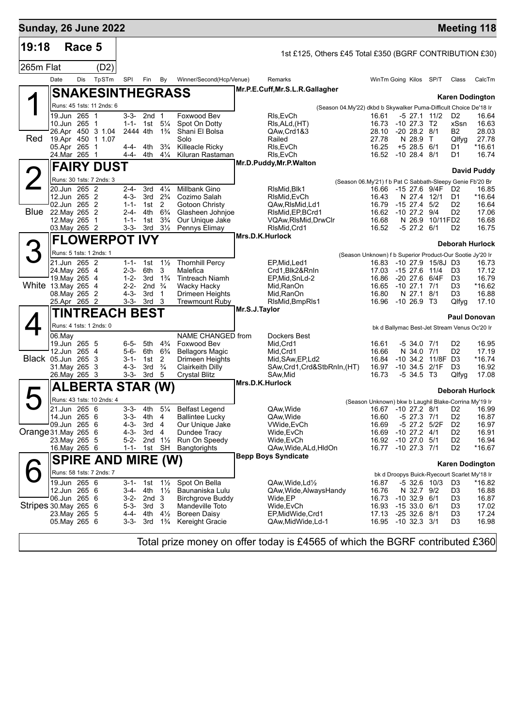## Sunday, 26 June 2022

## Meeting 118

**19:18 Race 5**

1st £125, Others £45 Total £350 (BGRF CONTRIBUTION £30)

265m Flat (D2)

| Date | Dis | TpSTm | SPl | Fin | By | Winner/Second(Hcp/Venue) | Remarks | WinTm | Going | Kilos | SP/T | Class | CalcTm |
|---|---|---|---|---|---|---|---|---|---|---|---|---|---|

### 1 (Red) SNAKESINTHEGRASS
Mr.P.E.Cuff,Mr.S.L.R.Gallagher — **Karen Dodington**

Runs: 45 1sts: 11 2nds: 6 — (Season 04.My'22) dkbd b Skywalker Puma-Difficult Choice De'18 Ir

| Date | Dis | TpSTm | SPl | Fin | By | Winner/Second(Hcp/Venue) | Remarks | WinTm | Going | Kilos | SP/T | Class | CalcTm |
|---|---|---|---|---|---|---|---|---|---|---|---|---|---|
| 19.Jun | 265 | 1 | 3-3- | 2nd | 1 | Foxwood Bev | Rls,EvCh | 16.61 | -5 | 27.1 | 11/2 | D2 | 16.64 |
| 10.Jun | 265 | 1 | 1-1- | 1st | 5¼ | Spot On Dotty | Rls,ALd,(HT) | 16.73 | -10 | 27.3 | T2 | xSsn | 16.63 |
| 26.Apr | 450 | 3 1.04 | 2444 | 4th | 1¾ | Shani El Bolsa | QAw,Crd1&3 | 28.10 | -20 | 28.2 | 8/1 | B2 | 28.03 |
| 19.Apr | 450 | 1 1.07 | | | | Solo | Railed | 27.78 | N | 28.9 | T | Qlfyg | 27.78 |
| 05.Apr | 265 | 1 | 4-4- | 4th | 3¾ | Killeacle Ricky | Rls,EvCh | 16.25 | +5 | 28.5 | 6/1 | D1 | *16.61 |
| 24.Mar | 265 | 1 | 4-4- | 4th | 4¼ | Kiluran Rastaman | Rls,EvCh | 16.52 | -10 | 28.4 | 8/1 | D1 | 16.74 |

### 2 (Blue) FAIRY DUST
Mr.D.Puddy,Mr.P.Walton — **David Puddy**

Runs: 30 1sts: 7 2nds: 3 — (Season 06.My'21) f b Pat C Sabbath-Sleepy Genie Fb'20 Br

| Date | Dis | TpSTm | SPl | Fin | By | Winner/Second(Hcp/Venue) | Remarks | WinTm | Going | Kilos | SP/T | Class | CalcTm |
|---|---|---|---|---|---|---|---|---|---|---|---|---|---|
| 20.Jun | 265 | 2 | 2-4- | 3rd | 4¼ | Millbank Gino | RlsMid,Blk1 | 16.66 | -15 | 27.6 | 9/4F | D2 | 16.85 |
| 12.Jun | 265 | 2 | 4-3- | 3rd | 2¾ | Cozimo Salah | RlsMid,EvCh | 16.43 | N | 27.4 | 12/1 | D1 | *16.64 |
| 02.Jun | 265 | 2 | 1-1- | 1st | 2 | Gotoon Christy | QAw,RlsMid,Ld1 | 16.79 | -15 | 27.4 | 5/2 | D2 | 16.64 |
| 22.May | 265 | 2 | 2-4- | 4th | 6¾ | Glasheen Johnjoe | RlsMid,EP,BCrd1 | 16.62 | -10 | 27.2 | 9/4 | D2 | 17.06 |
| 12.May | 265 | 1 | 1-1- | 1st | 3¾ | Our Unique Jake | VQAw,RlsMid,DrwClr | 16.68 | N | 26.9 | 10/11F | D2 | 16.68 |
| 03.May | 265 | 2 | 3-3- | 3rd | 3½ | Pennys Elimay | RlsMid,Crd1 | 16.52 | -5 | 27.2 | 6/1 | D2 | 16.75 |

### 3 (White) FLOWERPOT IVY
Mrs.D.K.Hurlock — **Deborah Hurlock**

Runs: 5 1sts: 1 2nds: 1 — (Season Unknown) f b Superior Product-Our Sootie Jy'20 Ir

| Date | Dis | TpSTm | SPl | Fin | By | Winner/Second(Hcp/Venue) | Remarks | WinTm | Going | Kilos | SP/T | Class | CalcTm |
|---|---|---|---|---|---|---|---|---|---|---|---|---|---|
| 21.Jun | 265 | 2 | 1-1- | 1st | 1½ | Thornhill Percy | EP,Mid,Led1 | 16.83 | -10 | 27.9 | 15/8J | D3 | 16.73 |
| 24.May | 265 | 4 | 2-3- | 6th | 3 | Malefica | Crd1,Blk2&RnIn | 17.03 | -15 | 27.6 | 11/4 | D3 | 17.12 |
| 19.May | 265 | 4 | 1-2- | 3rd | 1¾ | Tintreach Niamh | EP,Mid,SnLd-2 | 16.86 | -20 | 27.6 | 6/4F | D3 | 16.79 |
| 13.May | 265 | 4 | 2-2- | 2nd | ¾ | Wacky Hacky | Mid,RanOn | 16.65 | -10 | 27.1 | 7/1 | D3 | *16.62 |
| 08.May | 265 | 2 | 4-3- | 3rd | 1 | Drimeen Heights | Mid,RanOn | 16.80 | N | 27.1 | 8/1 | D3 | 16.88 |
| 25.Apr | 265 | 2 | 3-3- | 3rd | 3 | Trewmount Ruby | RlsMid,BmpRls1 | 16.96 | -10 | 26.9 | T3 | Qlfyg | 17.10 |

### 4 (Black) TINTREACH BEST
Mr.S.J.Taylor — **Paul Donovan**

Runs: 4 1sts: 1 2nds: 0 — bk d Ballymac Best-Jet Stream Venus Oc'20 Ir

| Date | Dis | TpSTm | SPl | Fin | By | Winner/Second(Hcp/Venue) | Remarks | WinTm | Going | Kilos | SP/T | Class | CalcTm |
|---|---|---|---|---|---|---|---|---|---|---|---|---|---|
| 06.May | | | | | | NAME CHANGED from | Dockers Best | | | | | | |
| 19.Jun | 265 | 5 | 6-5- | 5th | 4¾ | Foxwood Bev | Mid,Crd1 | 16.61 | -5 | 34.0 | 7/1 | D2 | 16.95 |
| 12.Jun | 265 | 4 | 5-6- | 6th | 6¾ | Bellagors Magic | Mid,Crd1 | 16.66 | N | 34.0 | 7/1 | D2 | 17.19 |
| 05.Jun | 265 | 3 | 3-1- | 1st | 2 | Drimeen Heights | Mid,SAw,EP,Ld2 | 16.84 | -10 | 34.2 | 11/8F | D3 | *16.74 |
| 31.May | 265 | 3 | 4-3- | 3rd | ¾ | Clairkeith Dilly | SAw,Crd1,Crd&StbRnIn,(HT) | 16.97 | -10 | 34.5 | 2/1F | D3 | 16.92 |
| 26.May | 265 | 3 | 3-3- | 3rd | 5 | Crystal Blitz | SAw,Mid | 16.73 | -5 | 34.5 | T3 | Qlfyg | 17.08 |

### 5 (Orange) ALBERTA STAR (W)
Mrs.D.K.Hurlock — **Deborah Hurlock**

Runs: 43 1sts: 10 2nds: 4 — (Season Unknown) bkw b Laughil Blake-Corrina My'19 Ir

| Date | Dis | TpSTm | SPl | Fin | By | Winner/Second(Hcp/Venue) | Remarks | WinTm | Going | Kilos | SP/T | Class | CalcTm |
|---|---|---|---|---|---|---|---|---|---|---|---|---|---|
| 21.Jun | 265 | 6 | 3-3- | 4th | 5¼ | Belfast Legend | QAw,Wide | 16.67 | -10 | 27.2 | 8/1 | D2 | 16.99 |
| 14.Jun | 265 | 6 | 3-3- | 4th | 4 | Ballintee Lucky | QAw,Wide | 16.60 | -5 | 27.3 | 7/1 | D2 | 16.87 |
| 09.Jun | 265 | 6 | 4-3- | 3rd | 4 | Our Unique Jake | VWide,EvCh | 16.69 | -5 | 27.2 | 5/2F | D2 | 16.97 |
| 31.May | 265 | 6 | 4-3- | 3rd | 4 | Dundee Tracy | Wide,EvCh | 16.69 | -10 | 27.2 | 4/1 | D2 | 16.91 |
| 23.May | 265 | 5 | 5-2- | 2nd | 1½ | Run On Speedy | Wide,EvCh | 16.92 | -10 | 27.0 | 5/1 | D2 | 16.94 |
| 16.May | 265 | 6 | 1-1- | 1st | SH | Bangtorights | QAw,Wide,ALd,HldOn | 16.77 | -10 | 27.3 | 7/1 | D2 | *16.67 |

### 6 (Stripes) SPIRE AND MIRE (W)
Bepp Boys Syndicate — **Karen Dodington**

Runs: 58 1sts: 7 2nds: 7 — bk d Droopys Buick-Ryecourt Scarlet My'18 Ir

| Date | Dis | TpSTm | SPl | Fin | By | Winner/Second(Hcp/Venue) | Remarks | WinTm | Going | Kilos | SP/T | Class | CalcTm |
|---|---|---|---|---|---|---|---|---|---|---|---|---|---|
| 19.Jun | 265 | 6 | 3-1- | 1st | 1½ | Spot On Bella | QAw,Wide,Ld½ | 16.87 | -5 | 32.6 | 10/3 | D3 | *16.82 |
| 12.Jun | 265 | 6 | 3-4- | 4th | 1½ | Baunaniska Lulu | QAw,Wide,AlwaysHandy | 16.76 | N | 32.7 | 9/2 | D3 | 16.88 |
| 06.Jun | 265 | 6 | 3-2- | 2nd | 3 | Birchgrove Buddy | Wide,EP | 16.73 | -10 | 32.9 | 6/1 | D3 | 16.87 |
| 30.May | 265 | 6 | 5-3- | 3rd | 3 | Mandeville Toto | Wide,EvCh | 16.93 | -15 | 33.0 | 6/1 | D3 | 17.02 |
| 23.May | 265 | 5 | 4-4- | 4th | 4½ | Boreen Daisy | EP,MidWide,Crd1 | 17.13 | -25 | 32.6 | 8/1 | D3 | 17.24 |
| 05.May | 265 | 6 | 3-3- | 3rd | 1¾ | Kereight Gracie | QAw,MidWide,Ld-1 | 16.95 | -10 | 32.3 | 3/1 | D3 | 16.98 |

Total prize money on offer today is £4565 of which the BGRF contributed £360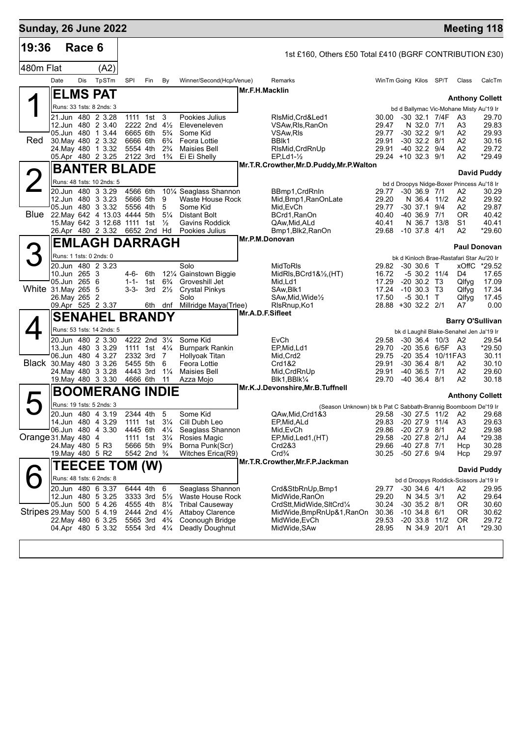## Sunday, 26 June 2022 — Meeting 118

**19:36 Race 6** — 1st £160, Others £50 Total £410 (BGRF CONTRIBUTION £30)

480m Flat (A2)

| Date | Dis | TpSTm | SPI | Fin | By | Winner/Second(Hcp/Venue) | Remarks | WinTm | Going | Kilos | SP/T | Class | CalcTm |
|---|---|---|---|---|---|---|---|---|---|---|---|---|---|

### 1 (Red) ELMS PAT — Mr.F.H.Macklin — Anthony Collett

Runs: 33 1sts: 8 2nds: 3 — bd d Ballymac Vic-Mohane Misty Au'19 Ir

| Date | Dis | TpSTm | SPI | Fin | By | Winner/Second(Hcp/Venue) | Remarks | WinTm | Going | Kilos | SP/T | Class | CalcTm |
|---|---|---|---|---|---|---|---|---|---|---|---|---|---|
| 21.Jun | 480 | 2 3.28 | 1111 | 1st | 3 | Pookies Julius | RlsMid,Crd&Led1 | 30.00 | -30 | 32.1 | 7/4F | A3 | 29.70 |
| 12.Jun | 480 | 2 3.40 | 2222 | 2nd | 4½ | Eleveneleven | VSAw,Rls,RanOn | 29.47 | N | 32.0 | 7/1 | A3 | 29.83 |
| 05.Jun | 480 | 1 3.44 | 6665 | 6th | 5¾ | Some Kid | VSAw,Rls | 29.77 | -30 | 32.2 | 9/1 | A2 | 29.93 |
| 30.May | 480 | 2 3.32 | 6666 | 6th | 6¾ | Feora Lottie | BBlk1 | 29.91 | -30 | 32.2 | 8/1 | A2 | 30.16 |
| 24.May | 480 | 1 3.32 | 5554 | 4th | 2¾ | Maisies Bell | RlsMid,CrdRnUp | 29.91 | -40 | 32.2 | 9/4 | A2 | 29.72 |
| 05.Apr | 480 | 2 3.25 | 2122 | 3rd | 1¾ | Ei Ei Shelly | EP,Ld1-½ | 29.24 | +10 | 32.3 | 9/1 | A2 | *29.49 |

### 2 (Blue) BANTER BLADE — Mr.T.R.Crowther,Mr.D.Puddy,Mr.P.Walton — David Puddy

Runs: 48 1sts: 10 2nds: 5 — bd d Droopys Nidge-Boxer Princess Au'18 Ir

| Date | Dis | TpSTm | SPI | Fin | By | Winner/Second(Hcp/Venue) | Remarks | WinTm | Going | Kilos | SP/T | Class | CalcTm |
|---|---|---|---|---|---|---|---|---|---|---|---|---|---|
| 20.Jun | 480 | 3 3.29 | 4566 | 6th | 10¼ | Seaglass Shannon | BBmp1,CrdRnIn | 29.77 | -30 | 36.9 | 7/1 | A2 | 30.29 |
| 12.Jun | 480 | 3 3.23 | 5666 | 5th | 9 | Waste House Rock | Mid,Bmp1,RanOnLate | 29.20 | N | 36.4 | 11/2 | A2 | 29.92 |
| 05.Jun | 480 | 3 3.32 | 5556 | 4th | 5 | Some Kid | Mid,EvCh | 29.77 | -30 | 37.1 | 9/4 | A2 | 29.87 |
| 22.May | 642 | 4 13.03 | 4444 | 5th | 5¼ | Distant Bolt | BCrd1,RanOn | 40.40 | -40 | 36.9 | 7/1 | OR | 40.42 |
| 15.May | 642 | 3 12.68 | 1111 | 1st | ½ | Gavins Roddick | QAw,Mid,ALd | 40.41 | N | 36.7 | 13/8 | S1 | 40.41 |
| 26.Apr | 480 | 2 3.32 | 6652 | 2nd | Hd | Pookies Julius | Bmp1,Blk2,RanOn | 29.68 | -10 | 37.8 | 4/1 | A2 | *29.60 |

### 3 (White) EMLAGH DARRAGH — Mr.P.M.Donovan — Paul Donovan

Runs: 1 1sts: 0 2nds: 0 — bk d Kinloch Brae-Rastafari Star Au'20 Ir

| Date | Dis | TpSTm | SPI | Fin | By | Winner/Second(Hcp/Venue) | Remarks | WinTm | Going | Kilos | SP/T | Class | CalcTm |
|---|---|---|---|---|---|---|---|---|---|---|---|---|---|
| 20.Jun | 480 | 2 3.23 | | | | Solo | MidToRls | 29.82 | -30 | 30.6 | T | xOffC | *29.52 |
| 10.Jun | 265 | 3 | 4-6- | 6th | 12¼ | Gainstown Biggie | MidRls,BCrd1&½,(HT) | 16.72 | -5 | 30.2 | 11/4 | D4 | 17.65 |
| 05.Jun | 265 | 6 | 1-1- | 1st | 6¾ | Groveshill Jet | Mid,Ld1 | 17.29 | -20 | 30.2 | T3 | Qlfyg | 17.09 |
| 31.May | 265 | 5 | 3-3- | 3rd | 2½ | Crystal Pinkys | SAw,Blk1 | 17.24 | -10 | 30.3 | T3 | Qlfyg | 17.34 |
| 26.May | 265 | 2 | | | | Solo | SAw,Mid,Wide½ | 17.50 | -5 | 30.1 | T | Qlfyg | 17.45 |
| 09.Apr | 525 | 2 3.37 | | 6th | dnf | Millridge Maya(Trlee) | RlsRnup,Ko1 | 28.88 | +30 | 32.2 | 2/1 | A7 | 0.00 |

### 4 (Black) SENAHEL BRANDY — Mr.A.D.F.Sifleet — Barry O'Sullivan

Runs: 53 1sts: 14 2nds: 5 — bk d Laughil Blake-Senahel Jen Ja'19 Ir

| Date | Dis | TpSTm | SPI | Fin | By | Winner/Second(Hcp/Venue) | Remarks | WinTm | Going | Kilos | SP/T | Class | CalcTm |
|---|---|---|---|---|---|---|---|---|---|---|---|---|---|
| 20.Jun | 480 | 2 3.30 | 4222 | 2nd | 3¼ | Some Kid | EvCh | 29.58 | -30 | 36.4 | 10/3 | A2 | 29.54 |
| 13.Jun | 480 | 3 3.29 | 1111 | 1st | 4¼ | Burnpark Rankin | EP,Mid,Ld1 | 29.70 | -20 | 35.6 | 6/5F | A3 | *29.50 |
| 06.Jun | 480 | 4 3.27 | 2332 | 3rd | 7 | Hollyoak Titan | Mid,Crd2 | 29.75 | -20 | 35.4 | 10/11F | A3 | 30.11 |
| 30.May | 480 | 3 3.26 | 5455 | 5th | 6 | Feora Lottie | Crd1&2 | 29.91 | -30 | 36.4 | 8/1 | A2 | 30.10 |
| 24.May | 480 | 3 3.28 | 4443 | 3rd | 1¼ | Maisies Bell | Mid,CrdRnUp | 29.91 | -40 | 36.5 | 7/1 | A2 | 29.60 |
| 19.May | 480 | 3 3.30 | 4666 | 6th | 11 | Azza Mojo | Blk1,BBlk¼ | 29.70 | -40 | 36.4 | 8/1 | A2 | 30.18 |

### 5 (Orange) BOOMERANG INDIE — Mr.K.J.Devonshire,Mr.B.Tuffnell — Anthony Collett

Runs: 19 1sts: 5 2nds: 3 — (Season Unknown) bk b Pat C Sabbath-Brannig Boomboom De'19 Ir

| Date | Dis | TpSTm | SPI | Fin | By | Winner/Second(Hcp/Venue) | Remarks | WinTm | Going | Kilos | SP/T | Class | CalcTm |
|---|---|---|---|---|---|---|---|---|---|---|---|---|---|
| 20.Jun | 480 | 4 3.19 | 2344 | 4th | 5 | Some Kid | QAw,Mid,Crd1&3 | 29.58 | -30 | 27.5 | 11/2 | A2 | 29.68 |
| 14.Jun | 480 | 4 3.29 | 1111 | 1st | 3¼ | Cill Dubh Leo | EP,Mid,ALd | 29.83 | -20 | 27.9 | 11/4 | A3 | 29.63 |
| 06.Jun | 480 | 4 3.30 | 4445 | 6th | 4¼ | Seaglass Shannon | Mid,EvCh | 29.86 | -20 | 27.9 | 8/1 | A2 | 29.98 |
| 31.May | 480 | 4 | 1111 | 1st | 3¼ | Rosies Magic | EP,Mid,Led1,(HT) | 29.58 | -20 | 27.8 | 2/1J | A4 | *29.38 |
| 24.May | 480 | 5 R3 | 5666 | 5th | 9¾ | Borna Punk(Scr) | Crd2&3 | 29.66 | -40 | 27.8 | 7/1 | Hcp | 30.28 |
| 19.May | 480 | 5 R2 | 5542 | 2nd | ¾ | Witches Erica(R9) | Crd¾ | 30.25 | -50 | 27.6 | 9/4 | Hcp | 29.97 |

### 6 (Stripes) TEECEE TOM (W) — Mr.T.R.Crowther,Mr.F.P.Jackman — David Puddy

Runs: 48 1sts: 6 2nds: 8 — bd d Droopys Roddick-Scissors Ja'19 Ir

| Date | Dis | TpSTm | SPI | Fin | By | Winner/Second(Hcp/Venue) | Remarks | WinTm | Going | Kilos | SP/T | Class | CalcTm |
|---|---|---|---|---|---|---|---|---|---|---|---|---|---|
| 20.Jun | 480 | 6 3.37 | 6444 | 4th | 6 | Seaglass Shannon | Crd&StbRnUp,Bmp1 | 29.77 | -30 | 34.6 | 4/1 | A2 | 29.95 |
| 12.Jun | 480 | 5 3.25 | 3333 | 3rd | 5½ | Waste House Rock | MidWide,RanOn | 29.20 | N | 34.5 | 3/1 | A2 | 29.64 |
| 05.Jun | 500 | 5 4.26 | 4555 | 4th | 8¼ | Tribal Causeway | CrdStt,MidWide,SltCrd¼ | 30.24 | -30 | 35.2 | 8/1 | OR | 30.60 |
| 29.May | 500 | 5 4.19 | 2444 | 2nd | 4½ | Attaboy Clarence | MidWide,BmpRnUp&1,RanOn | 30.36 | -10 | 34.8 | 6/1 | OR | 30.62 |
| 22.May | 480 | 6 3.25 | 5565 | 3rd | 4¾ | Coonough Bridge | MidWide,EvCh | 29.53 | -20 | 33.8 | 11/2 | OR | 29.72 |
| 04.Apr | 480 | 5 3.32 | 5554 | 3rd | 4¼ | Deadly Doughnut | MidWide,SAw | 28.95 | N | 34.9 | 20/1 | A1 | *29.30 |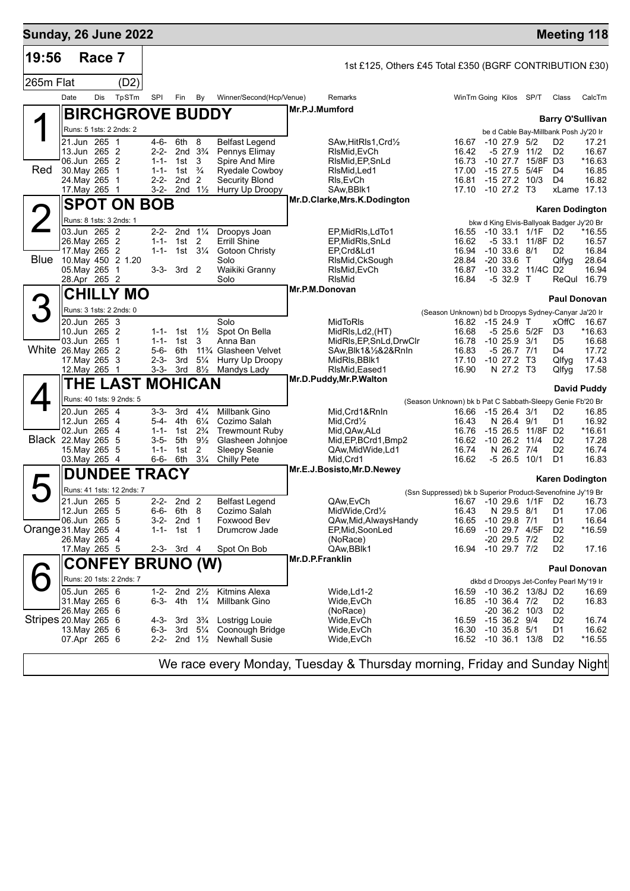## Sunday, 26 June 2022 — Meeting 118

**19:56 Race 7** — 1st £125, Others £45 Total £350 (BGRF CONTRIBUTION £30)

265m Flat (D2)

| Date | Dis | TpSTm | SPI | Fin | By | Winner/Second(Hcp/Venue) | Remarks | WinTm | Going | Kilos | SP/T | Class | CalcTm |
|---|---|---|---|---|---|---|---|---|---|---|---|---|---|

### 1 (Red) BIRCHGROVE BUDDY — Mr.P.J.Mumford — Barry O'Sullivan

Runs: 5 1sts: 2 2nds: 2 — be d Cable Bay-Millbank Posh Jy'20 Ir

| Date | Dis | TpSTm | SPI | Fin | By | Winner/Second(Hcp/Venue) | Remarks | WinTm | Going | Kilos | SP/T | Class | CalcTm |
|---|---|---|---|---|---|---|---|---|---|---|---|---|---|
| 21.Jun | 265 | 1 | 4-6- | 6th | 8 | Belfast Legend | SAw,HitRls1,Crd½ | 16.67 | -10 | 27.9 | 5/2 | D2 | 17.21 |
| 13.Jun | 265 | 2 | 2-2- | 2nd | 3¾ | Pennys Elimay | RlsMid,EvCh | 16.42 | -5 | 27.9 | 11/2 | D2 | 16.67 |
| 06.Jun | 265 | 2 | 1-1- | 1st | 3 | Spire And Mire | RlsMid,EP,SnLd | 16.73 | -10 | 27.7 | 15/8F | D3 | *16.63 |
| 30.May | 265 | 1 | 1-1- | 1st | ¾ | Ryedale Cowboy | RlsMid,Led1 | 17.00 | -15 | 27.5 | 5/4F | D4 | 16.85 |
| 24.May | 265 | 1 | 2-2- | 2nd | 2 | Security Blond | Rls,EvCh | 16.81 | -15 | 27.2 | 10/3 | D4 | 16.82 |
| 17.May | 265 | 1 | 3-2- | 2nd | 1½ | Hurry Up Droopy | SAw,BBlk1 | 17.10 | -10 | 27.2 | T3 | xLame | 17.13 |

### 2 (Blue) SPOT ON BOB — Mr.D.Clarke,Mrs.K.Dodington — Karen Dodington

Runs: 8 1sts: 3 2nds: 1 — bkw d King Elvis-Ballyoak Badger Jy'20 Br

| Date | Dis | TpSTm | SPI | Fin | By | Winner/Second(Hcp/Venue) | Remarks | WinTm | Going | Kilos | SP/T | Class | CalcTm |
|---|---|---|---|---|---|---|---|---|---|---|---|---|---|
| 03.Jun | 265 | 2 | 2-2- | 2nd | 1¼ | Droopys Joan | EP,MidRls,LdTo1 | 16.55 | -10 | 33.1 | 1/1F | D2 | *16.55 |
| 26.May | 265 | 2 | 1-1- | 1st | 2 | Errill Shine | EP,MidRls,SnLd | 16.62 | -5 | 33.1 | 11/8F | D2 | 16.57 |
| 17.May | 265 | 2 | 1-1- | 1st | 3¼ | Gotoon Christy | EP,Crd&Ld1 | 16.94 | -10 | 33.6 | 8/1 | D2 | 16.84 |
| 10.May | 450 | 2 1.20 | | | | Solo | RlsMid,CkSough | 28.84 | -20 | 33.6 | T | Qlfyg | 28.64 |
| 05.May | 265 | 1 | 3-3- | 3rd | 2 | Waikiki Granny | RlsMid,EvCh | 16.87 | -10 | 33.2 | 11/4C | D2 | 16.94 |
| 28.Apr | 265 | 2 | | | | Solo | RlsMid | 16.84 | -5 | 32.9 | T | ReQul | 16.79 |

### 3 (White) CHILLY MO — Mr.P.M.Donovan — Paul Donovan

Runs: 3 1sts: 2 2nds: 0 — (Season Unknown) bd b Droopys Sydney-Canyar Ja'20 Ir

| Date | Dis | TpSTm | SPI | Fin | By | Winner/Second(Hcp/Venue) | Remarks | WinTm | Going | Kilos | SP/T | Class | CalcTm |
|---|---|---|---|---|---|---|---|---|---|---|---|---|---|
| 20.Jun | 265 | 3 | | | | Solo | MidToRls | 16.82 | -15 | 24.9 | T | xOffC | 16.67 |
| 10.Jun | 265 | 2 | 1-1- | 1st | 1½ | Spot On Bella | MidRls,Ld2,(HT) | 16.68 | -5 | 25.6 | 5/2F | D3 | *16.63 |
| 03.Jun | 265 | 1 | 1-1- | 1st | 3 | Anna Ban | MidRls,EP,SnLd,DrwClr | 16.78 | -10 | 25.9 | 3/1 | D5 | 16.68 |
| 26.May | 265 | 2 | 5-6- | 6th | 11¾ | Glasheen Velvet | SAw,Blk1&½&2&RnIn | 16.83 | -5 | 26.7 | 7/1 | D4 | 17.72 |
| 17.May | 265 | 3 | 2-3- | 3rd | 5¼ | Hurry Up Droopy | MidRls,BBlk1 | 17.10 | -10 | 27.2 | T3 | Qlfyg | 17.43 |
| 12.May | 265 | 1 | 3-3- | 3rd | 8½ | Mandys Lady | RlsMid,Eased1 | 16.90 | N | 27.2 | T3 | Qlfyg | 17.58 |

### 4 (Black) THE LAST MOHICAN — Mr.D.Puddy,Mr.P.Walton — David Puddy

Runs: 40 1sts: 9 2nds: 5 — (Season Unknown) bk b Pat C Sabbath-Sleepy Genie Fb'20 Br

| Date | Dis | TpSTm | SPI | Fin | By | Winner/Second(Hcp/Venue) | Remarks | WinTm | Going | Kilos | SP/T | Class | CalcTm |
|---|---|---|---|---|---|---|---|---|---|---|---|---|---|
| 20.Jun | 265 | 4 | 3-3- | 3rd | 4¼ | Millbank Gino | Mid,Crd1&RnIn | 16.66 | -15 | 26.4 | 3/1 | D2 | 16.85 |
| 12.Jun | 265 | 4 | 5-4- | 4th | 6¼ | Cozimo Salah | Mid,Crd½ | 16.43 | N | 26.4 | 9/1 | D1 | 16.92 |
| 02.Jun | 265 | 4 | 1-1- | 1st | 2¾ | Trewmount Ruby | Mid,QAw,ALd | 16.76 | -15 | 26.5 | 11/8F | D2 | *16.61 |
| 22.May | 265 | 5 | 3-5- | 5th | 9½ | Glasheen Johnjoe | Mid,EP,BCrd1,Bmp2 | 16.62 | -10 | 26.2 | 11/4 | D2 | 17.28 |
| 15.May | 265 | 5 | 1-1- | 1st | 2 | Sleepy Seanie | QAw,MidWide,Ld1 | 16.74 | N | 26.2 | 7/4 | D2 | 16.74 |
| 03.May | 265 | 4 | 6-6- | 6th | 3¼ | Chilly Pete | Mid,Crd1 | 16.62 | -5 | 26.5 | 10/1 | D1 | 16.83 |

### 5 (Orange) DUNDEE TRACY — Mr.E.J.Bosisto,Mr.D.Newey — Karen Dodington

Runs: 41 1sts: 12 2nds: 7 — (Ssn Suppressed) bk b Superior Product-Sevenofnine Jy'19 Br

| Date | Dis | TpSTm | SPI | Fin | By | Winner/Second(Hcp/Venue) | Remarks | WinTm | Going | Kilos | SP/T | Class | CalcTm |
|---|---|---|---|---|---|---|---|---|---|---|---|---|---|
| 21.Jun | 265 | 5 | 2-2- | 2nd | 2 | Belfast Legend | QAw,EvCh | 16.67 | -10 | 29.6 | 1/1F | D2 | 16.73 |
| 12.Jun | 265 | 5 | 6-6- | 6th | 8 | Cozimo Salah | MidWide,Crd½ | 16.43 | N | 29.5 | 8/1 | D1 | 17.06 |
| 06.Jun | 265 | 5 | 3-2- | 2nd | 1 | Foxwood Bev | QAw,Mid,AlwaysHandy | 16.65 | -10 | 29.8 | 7/1 | D1 | 16.64 |
| 31.May | 265 | 4 | 1-1- | 1st | 1 | Drumcrow Jade | EP,Mid,SoonLed | 16.69 | -10 | 29.7 | 4/5F | D2 | *16.59 |
| 26.May | 265 | 4 | | | | | (NoRace) | | -20 | 29.5 | 7/2 | D2 | |
| 17.May | 265 | 5 | 2-3- | 3rd | 4 | Spot On Bob | QAw,BBlk1 | 16.94 | -10 | 29.7 | 7/2 | D2 | 17.16 |

### 6 (Stripes) CONFEY BRUNO (W) — Mr.D.P.Franklin — Paul Donovan

Runs: 20 1sts: 2 2nds: 7 — dkbd d Droopys Jet-Confey Pearl My'19 Ir

| Date | Dis | TpSTm | SPI | Fin | By | Winner/Second(Hcp/Venue) | Remarks | WinTm | Going | Kilos | SP/T | Class | CalcTm |
|---|---|---|---|---|---|---|---|---|---|---|---|---|---|
| 05.Jun | 265 | 6 | 1-2- | 2nd | 2½ | Kitmins Alexa | Wide,Ld1-2 | 16.59 | -10 | 36.2 | 13/8J | D2 | 16.69 |
| 31.May | 265 | 6 | 6-3- | 4th | 1¼ | Millbank Gino | Wide,EvCh | 16.85 | -10 | 36.4 | 7/2 | D2 | 16.83 |
| 26.May | 265 | 6 | | | | | (NoRace) | | -20 | 36.2 | 10/3 | D2 | |
| 20.May | 265 | 6 | 4-3- | 3rd | 3¾ | Lostrigg Louie | Wide,EvCh | 16.59 | -15 | 36.2 | 9/4 | D2 | 16.74 |
| 13.May | 265 | 6 | 6-3- | 3rd | 5¼ | Coonough Bridge | Wide,EvCh | 16.30 | -10 | 35.8 | 5/1 | D1 | 16.62 |
| 07.Apr | 265 | 6 | 2-2- | 2nd | 1½ | Newhall Susie | Wide,EvCh | 16.52 | -10 | 36.1 | 13/8 | D2 | *16.55 |

We race every Monday, Tuesday & Thursday morning, Friday and Sunday Night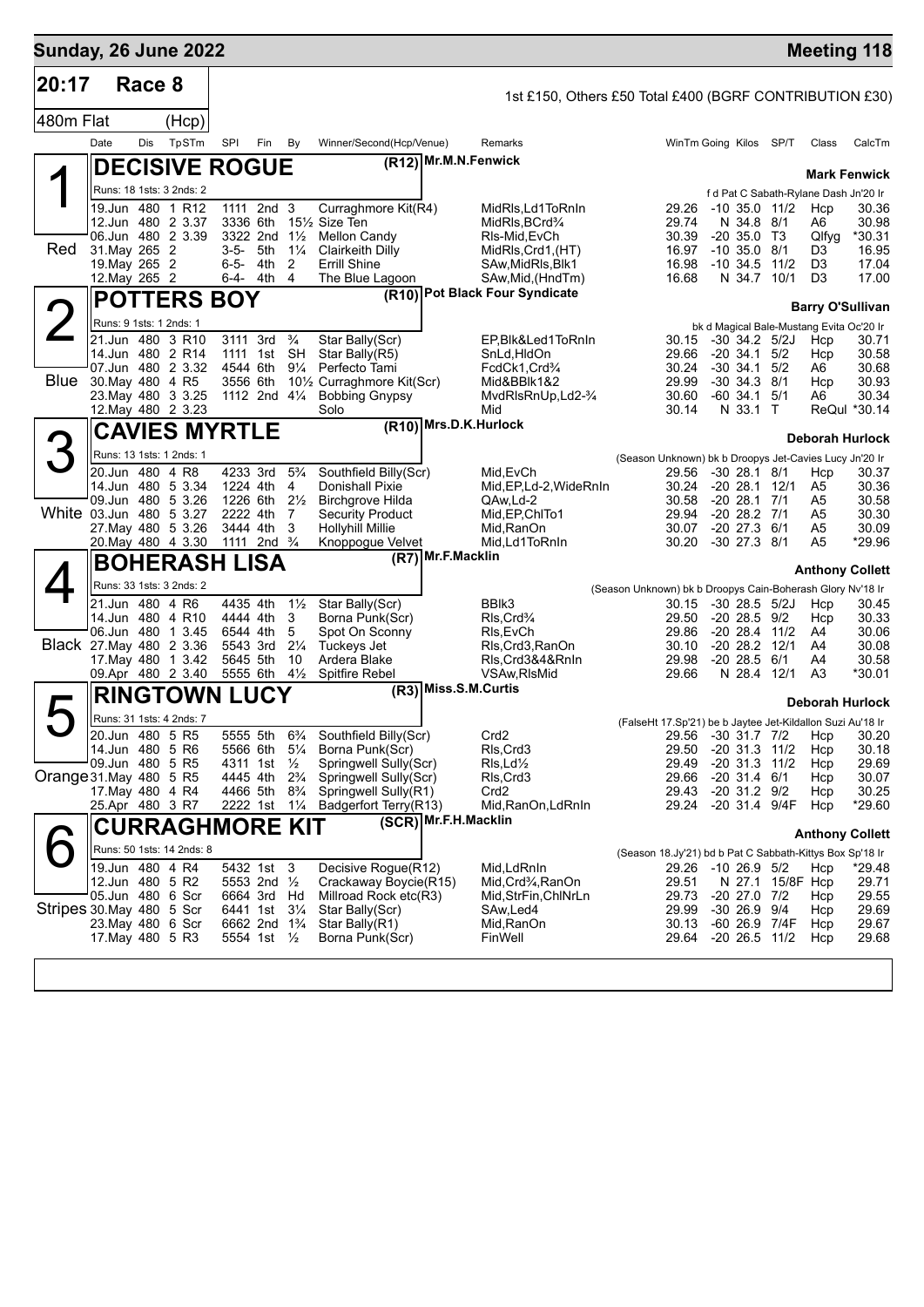**Sunday, 26 June 2022** — **Meeting 118**

## 20:17 Race 8

1st £150, Others £50 Total £400 (BGRF CONTRIBUTION £30)

480m Flat (Hcp)

### 1 — DECISIVE ROGUE (R12) Mr.M.N.Fenwick — Red

Runs: 18 1sts: 3 2nds: 2 — Mark Fenwick — f d Pat C Sabath-Rylane Dash Jn'20 Ir

| Date | Dis | TpSTm | SPI | Fin | By | Winner/Second(Hcp/Venue) | Remarks | WinTm | Going | Kilos | SP/T | Class | CalcTm |
|---|---|---|---|---|---|---|---|---|---|---|---|---|---|
| 19.Jun | 480 | 1 R12 | 1111 | 2nd | 3 | Curraghmore Kit(R4) | MidRls,Ld1ToRnIn | 29.26 | -10 | 35.0 | 11/2 | Hcp | 30.36 |
| 12.Jun | 480 | 2 3.37 | 3336 | 6th | 15½ | Size Ten | MidRls,BCrd¾ | 29.74 | N | 34.8 | 8/1 | A6 | 30.98 |
| 06.Jun | 480 | 2 3.39 | 3322 | 2nd | 1½ | Mellon Candy | Rls-Mid,EvCh | 30.39 | -20 | 35.0 | T3 | Qlfyg | *30.31 |
| 31.May | 265 | 2 | 3-5- | 5th | 1¼ | Clairkeith Dilly | MidRls,Crd1,(HT) | 16.97 | -10 | 35.0 | 8/1 | D3 | 16.95 |
| 19.May | 265 | 2 | 6-5- | 4th | 2 | Errill Shine | SAw,MidRls,Blk1 | 16.98 | -10 | 34.5 | 11/2 | D3 | 17.04 |
| 12.May | 265 | 2 | 6-4- | 4th | 4 | The Blue Lagoon | SAw,Mid,(HndTm) | 16.68 | N | 34.7 | 10/1 | D3 | 17.00 |

### 2 — POTTERS BOY (R10) Pot Black Four Syndicate — Blue

Runs: 9 1sts: 1 2nds: 1 — Barry O'Sullivan — bk d Magical Bale-Mustang Evita Oc'20 Ir

| Date | Dis | TpSTm | SPI | Fin | By | Winner/Second(Hcp/Venue) | Remarks | WinTm | Going | Kilos | SP/T | Class | CalcTm |
|---|---|---|---|---|---|---|---|---|---|---|---|---|---|
| 21.Jun | 480 | 3 R10 | 3111 | 3rd | ¾ | Star Bally(Scr) | EP,Blk&Led1ToRnIn | 30.15 | -30 | 34.2 | 5/2J | Hcp | 30.71 |
| 14.Jun | 480 | 2 R14 | 1111 | 1st | SH | Star Bally(R5) | SnLd,HldOn | 29.66 | -20 | 34.1 | 5/2 | Hcp | 30.58 |
| 07.Jun | 480 | 2 3.32 | 4544 | 6th | 9¼ | Perfecto Tami | FcdCk1,Crd¾ | 30.24 | -30 | 34.1 | 5/2 | A6 | 30.68 |
| 30.May | 480 | 4 R5 | 3556 | 6th | 10½ | Curraghmore Kit(Scr) | Mid&BBlk1&2 | 29.99 | -30 | 34.3 | 8/1 | Hcp | 30.93 |
| 23.May | 480 | 3 3.25 | 1112 | 2nd | 4¼ | Bobbing Gnypsy | MvdRlsRnUp,Ld2-¾ | 30.60 | -60 | 34.1 | 5/1 | A6 | 30.34 |
| 12.May | 480 | 2 3.23 | | | | Solo | Mid | 30.14 | N | 33.1 | T | ReQul | *30.14 |

### 3 — CAVIES MYRTLE (R10) Mrs.D.K.Hurlock — White

Runs: 13 1sts: 1 2nds: 1 — Deborah Hurlock — (Season Unknown) bk b Droopys Jet-Cavies Lucy Jn'20 Ir

| Date | Dis | TpSTm | SPI | Fin | By | Winner/Second(Hcp/Venue) | Remarks | WinTm | Going | Kilos | SP/T | Class | CalcTm |
|---|---|---|---|---|---|---|---|---|---|---|---|---|---|
| 20.Jun | 480 | 4 R8 | 4233 | 3rd | 5¾ | Southfield Billy(Scr) | Mid,EvCh | 29.56 | -30 | 28.1 | 8/1 | Hcp | 30.37 |
| 14.Jun | 480 | 5 3.34 | 1224 | 4th | 4 | Donishall Pixie | Mid,EP,Ld-2,WideRnIn | 30.24 | -20 | 28.1 | 12/1 | A5 | 30.36 |
| 09.Jun | 480 | 5 3.26 | 1226 | 6th | 2½ | Birchgrove Hilda | QAw,Ld-2 | 30.58 | -20 | 28.1 | 7/1 | A5 | 30.58 |
| 03.Jun | 480 | 5 3.27 | 2222 | 4th | 7 | Security Product | Mid,EP,ChlTo1 | 29.94 | -20 | 28.2 | 7/1 | A5 | 30.30 |
| 27.May | 480 | 5 3.26 | 3444 | 4th | 3 | Hollyhill Millie | Mid,RanOn | 30.07 | -20 | 27.3 | 6/1 | A5 | 30.09 |
| 20.May | 480 | 4 3.30 | 1111 | 2nd | ¾ | Knoppogue Velvet | Mid,Ld1ToRnIn | 30.20 | -30 | 27.3 | 8/1 | A5 | *29.96 |

### 4 — BOHERASH LISA (R7) Mr.F.Macklin — Black

Runs: 33 1sts: 3 2nds: 2 — Anthony Collett — (Season Unknown) bk b Droopys Cain-Boherash Glory Nv'18 Ir

| Date | Dis | TpSTm | SPI | Fin | By | Winner/Second(Hcp/Venue) | Remarks | WinTm | Going | Kilos | SP/T | Class | CalcTm |
|---|---|---|---|---|---|---|---|---|---|---|---|---|---|
| 21.Jun | 480 | 4 R6 | 4435 | 4th | 1½ | Star Bally(Scr) | BBlk3 | 30.15 | -30 | 28.5 | 5/2J | Hcp | 30.45 |
| 14.Jun | 480 | 4 R10 | 4444 | 4th | 3 | Borna Punk(Scr) | Rls,Crd¾ | 29.50 | -20 | 28.5 | 9/2 | Hcp | 30.33 |
| 06.Jun | 480 | 1 3.45 | 6544 | 4th | 5 | Spot On Sconny | Rls,EvCh | 29.86 | -20 | 28.4 | 11/2 | A4 | 30.06 |
| 27.May | 480 | 2 3.36 | 5543 | 3rd | 2¼ | Tuckeys Jet | Rls,Crd3,RanOn | 30.10 | -20 | 28.2 | 12/1 | A4 | 30.08 |
| 17.May | 480 | 1 3.42 | 5645 | 5th | 10 | Ardera Blake | Rls,Crd3&4&RnIn | 29.98 | -20 | 28.5 | 6/1 | A4 | 30.58 |
| 09.Apr | 480 | 2 3.40 | 5555 | 6th | 4½ | Spitfire Rebel | VSAw,RlsMid | 29.66 | N | 28.4 | 12/1 | A3 | *30.01 |

### 5 — RINGTOWN LUCY (R3) Miss.S.M.Curtis — Orange

Runs: 31 1sts: 4 2nds: 7 — Deborah Hurlock — (FalseHt 17.Sp'21) be b Jaytee Jet-Kildallon Suzi Au'18 Ir

| Date | Dis | TpSTm | SPI | Fin | By | Winner/Second(Hcp/Venue) | Remarks | WinTm | Going | Kilos | SP/T | Class | CalcTm |
|---|---|---|---|---|---|---|---|---|---|---|---|---|---|
| 20.Jun | 480 | 5 R5 | 5555 | 5th | 6¾ | Southfield Billy(Scr) | Crd2 | 29.56 | -30 | 31.7 | 7/2 | Hcp | 30.20 |
| 14.Jun | 480 | 5 R6 | 5566 | 6th | 5¼ | Borna Punk(Scr) | Rls,Crd3 | 29.50 | -20 | 31.3 | 11/2 | Hcp | 30.18 |
| 09.Jun | 480 | 5 R5 | 4311 | 1st | ½ | Springwell Sully(Scr) | Rls,Ld½ | 29.49 | -20 | 31.3 | 11/2 | Hcp | 29.69 |
| 31.May | 480 | 5 R5 | 4445 | 4th | 2¾ | Springwell Sully(Scr) | Rls,Crd3 | 29.66 | -20 | 31.4 | 6/1 | Hcp | 30.07 |
| 17.May | 480 | 4 R4 | 4466 | 5th | 8¾ | Springwell Sully(R1) | Crd2 | 29.43 | -20 | 31.2 | 9/2 | Hcp | 30.25 |
| 25.Apr | 480 | 3 R7 | 2222 | 1st | 1¼ | Badgerfort Terry(R13) | Mid,RanOn,LdRnIn | 29.24 | -20 | 31.4 | 9/4F | Hcp | *29.60 |

### 6 — CURRAGHMORE KIT (SCR) Mr.F.H.Macklin — Stripes

Runs: 50 1sts: 14 2nds: 8 — Anthony Collett — (Season 18.Jy'21) bd b Pat C Sabbath-Kittys Box Sp'18 Ir

| Date | Dis | TpSTm | SPI | Fin | By | Winner/Second(Hcp/Venue) | Remarks | WinTm | Going | Kilos | SP/T | Class | CalcTm |
|---|---|---|---|---|---|---|---|---|---|---|---|---|---|
| 19.Jun | 480 | 4 R4 | 5432 | 1st | 3 | Decisive Rogue(R12) | Mid,LdRnIn | 29.26 | -10 | 26.9 | 5/2 | Hcp | *29.48 |
| 12.Jun | 480 | 5 R2 | 5553 | 2nd | ½ | Crackaway Boycie(R15) | Mid,Crd¾,RanOn | 29.51 | N | 27.1 | 15/8F | Hcp | 29.71 |
| 05.Jun | 480 | 6 Scr | 6664 | 3rd | Hd | Millroad Rock etc(R3) | Mid,StrFin,ChlNrLn | 29.73 | -20 | 27.0 | 7/2 | Hcp | 29.55 |
| 30.May | 480 | 5 Scr | 6441 | 1st | 3¼ | Star Bally(Scr) | SAw,Led4 | 29.99 | -30 | 26.9 | 9/4 | Hcp | 29.69 |
| 23.May | 480 | 6 Scr | 6662 | 2nd | 1¾ | Star Bally(R1) | Mid,RanOn | 30.13 | -60 | 26.9 | 7/4F | Hcp | 29.67 |
| 17.May | 480 | 5 R3 | 5554 | 1st | ½ | Borna Punk(Scr) | FinWell | 29.64 | -20 | 26.5 | 11/2 | Hcp | 29.68 |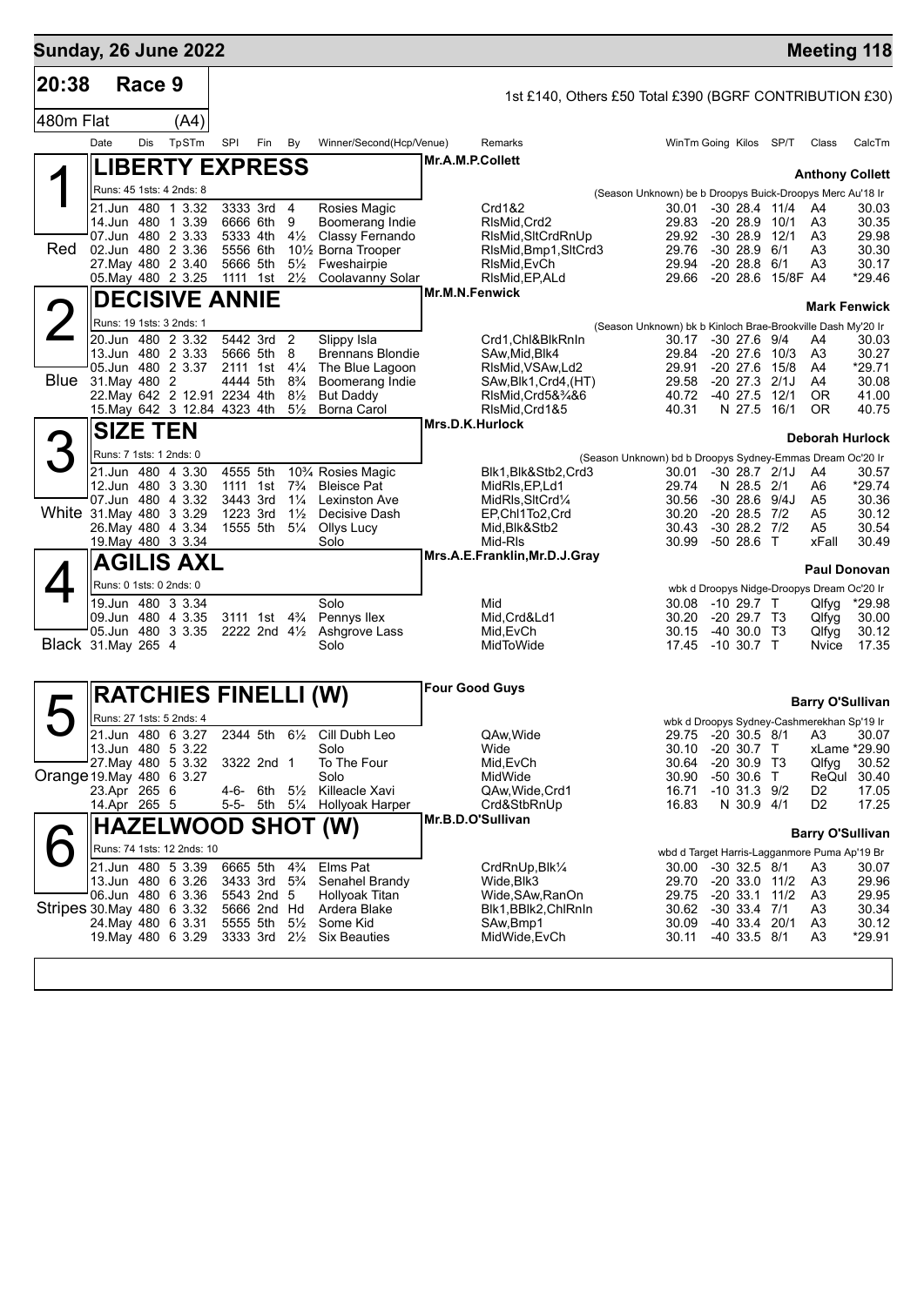# Sunday, 26 June 2022 — Meeting 118

## 20:38 Race 9

480m Flat (A4)

1st £140, Others £50 Total £390 (BGRF CONTRIBUTION £30)

| Date | Dis | TpSTm | SPI | Fin | By | Winner/Second(Hcp/Venue) | Remarks | WinTm | Going | Kilos | SP/T | Class | CalcTm |
|---|---|---|---|---|---|---|---|---|---|---|---|---|---|

### 1 (Red) LIBERTY EXPRESS — Mr.A.M.P.Collett — Anthony Collett

Runs: 45 1sts: 4 2nds: 8 — (Season Unknown) be b Droopys Buick-Droopys Merc Au'18 Ir

| Date | Dis | TpSTm | SPI | Fin | By | Winner/Second(Hcp/Venue) | Remarks | WinTm | Going | Kilos | SP/T | Class | CalcTm |
|---|---|---|---|---|---|---|---|---|---|---|---|---|---|
| 21.Jun | 480 | 1 3.32 | 3333 | 3rd | 4 | Rosies Magic | Crd1&2 | 30.01 | -30 | 28.4 | 11/4 | A4 | 30.03 |
| 14.Jun | 480 | 1 3.39 | 6666 | 6th | 9 | Boomerang Indie | RlsMid,Crd2 | 29.83 | -20 | 28.9 | 10/1 | A3 | 30.35 |
| 07.Jun | 480 | 2 3.33 | 5333 | 4th | 4½ | Classy Fernando | RlsMid,SltCrdRnUp | 29.92 | -30 | 28.9 | 12/1 | A3 | 29.98 |
| 02.Jun | 480 | 2 3.36 | 5556 | 6th | 10½ | Borna Trooper | RlsMid,Bmp1,SltCrd3 | 29.76 | -30 | 28.9 | 6/1 | A3 | 30.30 |
| 27.May | 480 | 2 3.40 | 5666 | 5th | 5½ | Fweshairpie | RlsMid,EvCh | 29.94 | -20 | 28.8 | 6/1 | A3 | 30.17 |
| 05.May | 480 | 2 3.25 | 1111 | 1st | 2½ | Coolavanny Solar | RlsMid,EP,ALd | 29.66 | -20 | 28.6 | 15/8F | A4 | *29.46 |

### 2 (Blue) DECISIVE ANNIE — Mr.M.N.Fenwick — Mark Fenwick

Runs: 19 1sts: 3 2nds: 1 — (Season Unknown) bk b Kinloch Brae-Brookville Dash My'20 Ir

| Date | Dis | TpSTm | SPI | Fin | By | Winner/Second(Hcp/Venue) | Remarks | WinTm | Going | Kilos | SP/T | Class | CalcTm |
|---|---|---|---|---|---|---|---|---|---|---|---|---|---|
| 20.Jun | 480 | 2 3.32 | 5442 | 3rd | 2 | Slippy Isla | Crd1,Chl&BlkRnIn | 30.17 | -30 | 27.6 | 9/4 | A4 | 30.03 |
| 13.Jun | 480 | 2 3.33 | 5666 | 5th | 8 | Brennans Blondie | SAw,Mid,Blk4 | 29.84 | -20 | 27.6 | 10/3 | A3 | 30.27 |
| 05.Jun | 480 | 2 3.37 | 2111 | 1st | 4¼ | The Blue Lagoon | RlsMid,VSAw,Ld2 | 29.91 | -20 | 27.6 | 15/8 | A4 | *29.71 |
| 31.May | 480 | 2 | 4444 | 5th | 8¾ | Boomerang Indie | SAw,Blk1,Crd4,(HT) | 29.58 | -20 | 27.3 | 2/1J | A4 | 30.08 |
| 22.May | 642 | 2 12.91 | 2234 | 4th | 8½ | But Daddy | RlsMid,Crd5&¾&6 | 40.72 | -40 | 27.5 | 12/1 | OR | 41.00 |
| 15.May | 642 | 3 12.84 | 4323 | 4th | 5½ | Borna Carol | RlsMid,Crd1&5 | 40.31 | N | 27.5 | 16/1 | OR | 40.75 |

### 3 (White) SIZE TEN — Mrs.D.K.Hurlock — Deborah Hurlock

Runs: 7 1sts: 1 2nds: 0 — (Season Unknown) bd b Droopys Sydney-Emmas Dream Oc'20 Ir

| Date | Dis | TpSTm | SPI | Fin | By | Winner/Second(Hcp/Venue) | Remarks | WinTm | Going | Kilos | SP/T | Class | CalcTm |
|---|---|---|---|---|---|---|---|---|---|---|---|---|---|
| 21.Jun | 480 | 4 3.30 | 4555 | 5th | 10¾ | Rosies Magic | Blk1,Blk&Stb2,Crd3 | 30.01 | -30 | 28.7 | 2/1J | A4 | 30.57 |
| 12.Jun | 480 | 3 3.30 | 1111 | 1st | 7¾ | Bleisce Pat | MidRls,EP,Ld1 | 29.74 | N | 28.5 | 2/1 | A6 | *29.74 |
| 07.Jun | 480 | 4 3.32 | 3443 | 3rd | 1¼ | Lexinston Ave | MidRls,SltCrd¼ | 30.56 | -30 | 28.6 | 9/4J | A5 | 30.36 |
| 31.May | 480 | 3 3.29 | 1223 | 3rd | 1½ | Decisive Dash | EP,Chl1To2,Crd | 30.20 | -20 | 28.5 | 7/2 | A5 | 30.12 |
| 26.May | 480 | 4 3.34 | 1555 | 5th | 5¼ | Ollys Lucy | Mid,Blk&Stb2 | 30.43 | -30 | 28.2 | 7/2 | A5 | 30.54 |
| 19.May | 480 | 3 3.34 | | | | Solo | Mid-Rls | 30.99 | -50 | 28.6 | T | xFall | 30.49 |

### 4 (Black) AGILIS AXL — Mrs.A.E.Franklin,Mr.D.J.Gray — Paul Donovan

Runs: 0 1sts: 0 2nds: 0 — wbk d Droopys Nidge-Droopys Dream Oc'20 Ir

| Date | Dis | TpSTm | SPI | Fin | By | Winner/Second(Hcp/Venue) | Remarks | WinTm | Going | Kilos | SP/T | Class | CalcTm |
|---|---|---|---|---|---|---|---|---|---|---|---|---|---|
| 19.Jun | 480 | 3 3.34 | | | | Solo | Mid | 30.08 | -10 | 29.7 | T | Qlfyg | *29.98 |
| 09.Jun | 480 | 4 3.35 | 3111 | 1st | 4¾ | Pennys Ilex | Mid,Crd&Ld1 | 30.20 | -20 | 29.7 | T3 | Qlfyg | 30.00 |
| 05.Jun | 480 | 3 3.35 | 2222 | 2nd | 4½ | Ashgrove Lass | Mid,EvCh | 30.15 | -40 | 30.0 | T3 | Qlfyg | 30.12 |
| 31.May | 265 | 4 | | | | Solo | MidToWide | 17.45 | -10 | 30.7 | T | Nvice | 17.35 |

### 5 (Orange) RATCHIES FINELLI (W) — Four Good Guys — Barry O'Sullivan

Runs: 27 1sts: 5 2nds: 4 — wbk d Droopys Sydney-Cashmerekhan Sp'19 Ir

| Date | Dis | TpSTm | SPI | Fin | By | Winner/Second(Hcp/Venue) | Remarks | WinTm | Going | Kilos | SP/T | Class | CalcTm |
|---|---|---|---|---|---|---|---|---|---|---|---|---|---|
| 21.Jun | 480 | 6 3.27 | 2344 | 5th | 6½ | Cill Dubh Leo | QAw,Wide | 29.75 | -20 | 30.5 | 8/1 | A3 | 30.07 |
| 13.Jun | 480 | 5 3.22 | | | | Solo | Wide | 30.10 | -20 | 30.7 | T | xLame | *29.90 |
| 27.May | 480 | 5 3.32 | 3322 | 2nd | 1 | To The Four | Mid,EvCh | 30.64 | -20 | 30.9 | T3 | Qlfyg | 30.52 |
| 19.May | 480 | 6 3.27 | | | | Solo | MidWide | 30.90 | -50 | 30.6 | T | ReQul | 30.40 |
| 23.Apr | 265 | 6 | 4-6- | 6th | 5½ | Killeacle Xavi | QAw,Wide,Crd1 | 16.71 | -10 | 31.3 | 9/2 | D2 | 17.05 |
| 14.Apr | 265 | 5 | 5-5- | 5th | 5¼ | Hollyoak Harper | Crd&StbRnUp | 16.83 | N | 30.9 | 4/1 | D2 | 17.25 |

### 6 (Stripes) HAZELWOOD SHOT (W) — Mr.B.D.O'Sullivan — Barry O'Sullivan

Runs: 74 1sts: 12 2nds: 10 — wbd d Target Harris-Lagganmore Puma Ap'19 Br

| Date | Dis | TpSTm | SPI | Fin | By | Winner/Second(Hcp/Venue) | Remarks | WinTm | Going | Kilos | SP/T | Class | CalcTm |
|---|---|---|---|---|---|---|---|---|---|---|---|---|---|
| 21.Jun | 480 | 5 3.39 | 6665 | 5th | 4¾ | Elms Pat | CrdRnUp,Blk¼ | 30.00 | -30 | 32.5 | 8/1 | A3 | 30.07 |
| 13.Jun | 480 | 6 3.26 | 3433 | 3rd | 5¾ | Senahel Brandy | Wide,Blk3 | 29.70 | -20 | 33.0 | 11/2 | A3 | 29.96 |
| 06.Jun | 480 | 6 3.36 | 5543 | 2nd | 5 | Hollyoak Titan | Wide,SAw,RanOn | 29.75 | -20 | 33.1 | 11/2 | A3 | 29.95 |
| 30.May | 480 | 6 3.32 | 5666 | 2nd | Hd | Ardera Blake | Blk1,BBlk2,ChlRnIn | 30.62 | -30 | 33.4 | 7/1 | A3 | 30.34 |
| 24.May | 480 | 6 3.31 | 5555 | 5th | 5½ | Some Kid | SAw,Bmp1 | 30.09 | -40 | 33.4 | 20/1 | A3 | 30.12 |
| 19.May | 480 | 6 3.29 | 3333 | 3rd | 2½ | Six Beauties | MidWide,EvCh | 30.11 | -40 | 33.5 | 8/1 | A3 | *29.91 |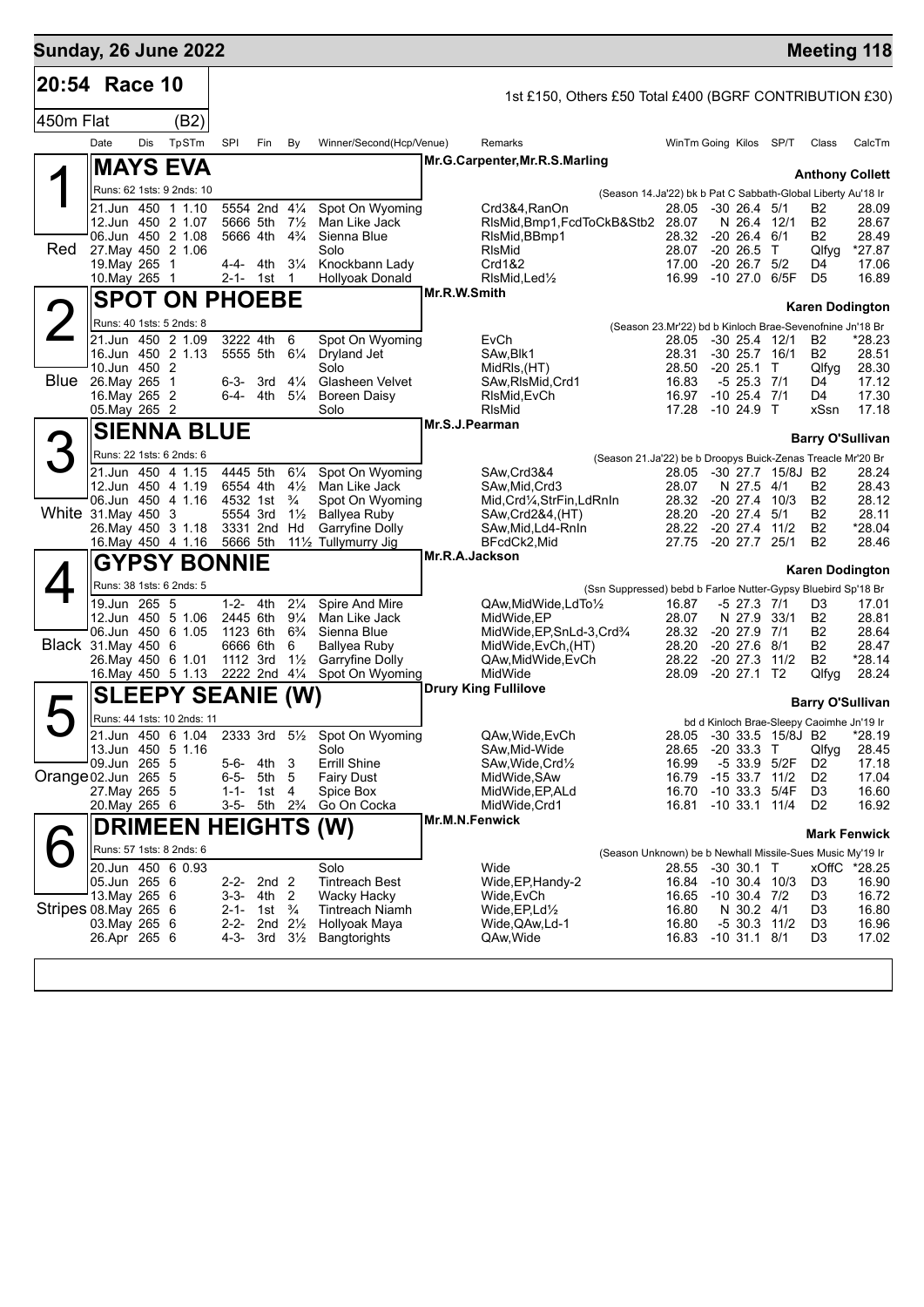## Sunday, 26 June 2022 — Meeting 118

**20:54 Race 10** — 1st £150, Others £50 Total £400 (BGRF CONTRIBUTION £30)

450m Flat (B2)

| | Date | Dis | TpSTm | SPI | Fin | By | Winner/Second(Hcp/Venue) | Remarks | WinTm | Going | Kilos | SP/T | Class | CalcTm |
|---|---|---|---|---|---|---|---|---|---|---|---|---|---|---|

### 1 — MAYS EVA (Red)
Mr.G.Carpenter,Mr.R.S.Marling — **Anthony Collett**
Runs: 62 1sts: 9 2nds: 10 — (Season 14.Ja'22) bk b Pat C Sabbath-Global Liberty Au'18 Ir

| Date | Dis | TpSTm | SPI | Fin | By | Winner/Second | Remarks | WinTm | Going | Kilos | SP/T | Class | CalcTm |
|---|---|---|---|---|---|---|---|---|---|---|---|---|---|
| 21.Jun | 450 | 1 1.10 | 5554 | 2nd | 4¼ | Spot On Wyoming | Crd3&4,RanOn | 28.05 | -30 | 26.4 | 5/1 | B2 | 28.09 |
| 12.Jun | 450 | 2 1.07 | 5666 | 5th | 7½ | Man Like Jack | RlsMid,Bmp1,FcdToCkB&Stb2 | 28.07 | N | 26.4 | 12/1 | B2 | 28.67 |
| 06.Jun | 450 | 2 1.08 | 5666 | 4th | 4¾ | Sienna Blue | RlsMid,BBmp1 | 28.32 | -20 | 26.4 | 6/1 | B2 | 28.49 |
| 27.May | 450 | 2 1.06 | | | | Solo | RlsMid | 28.07 | -20 | 26.5 | T | Qlfyg | *27.87 |
| 19.May | 265 | 1 | 4-4- | 4th | 3¼ | Knockbann Lady | Crd1&2 | 17.00 | -20 | 26.7 | 5/2 | D4 | 17.06 |
| 10.May | 265 | 1 | 2-1- | 1st | 1 | Hollyoak Donald | RlsMid,Led½ | 16.99 | -10 | 27.0 | 6/5F | D5 | 16.89 |

### 2 — SPOT ON PHOEBE (Blue)
Mr.R.W.Smith — **Karen Dodington**
Runs: 40 1sts: 5 2nds: 8 — (Season 23.Mr'22) bd b Kinloch Brae-Sevenofnine Jn'18 Br

| Date | Dis | TpSTm | SPI | Fin | By | Winner/Second | Remarks | WinTm | Going | Kilos | SP/T | Class | CalcTm |
|---|---|---|---|---|---|---|---|---|---|---|---|---|---|
| 21.Jun | 450 | 2 1.09 | 3222 | 4th | 6 | Spot On Wyoming | EvCh | 28.05 | -30 | 25.4 | 12/1 | B2 | *28.23 |
| 16.Jun | 450 | 2 1.13 | 5555 | 5th | 6¼ | Dryland Jet | SAw,Blk1 | 28.31 | -30 | 25.7 | 16/1 | B2 | 28.51 |
| 10.Jun | 450 | 2 | | | | Solo | MidRls,(HT) | 28.50 | -20 | 25.1 | T | Qlfyg | 28.30 |
| 26.May | 265 | 1 | 6-3- | 3rd | 4¼ | Glasheen Velvet | SAw,RlsMid,Crd1 | 16.83 | -5 | 25.3 | 7/1 | D4 | 17.12 |
| 16.May | 265 | 2 | 6-4- | 4th | 5¼ | Boreen Daisy | RlsMid,EvCh | 16.97 | -10 | 25.4 | 7/1 | D4 | 17.30 |
| 05.May | 265 | 2 | | | | Solo | RlsMid | 17.28 | -10 | 24.9 | T | xSsn | 17.18 |

### 3 — SIENNA BLUE (White)
Mr.S.J.Pearman — **Barry O'Sullivan**
Runs: 22 1sts: 6 2nds: 6 — (Season 21.Ja'22) be b Droopys Buick-Zenas Treacle Mr'20 Br

| Date | Dis | TpSTm | SPI | Fin | By | Winner/Second | Remarks | WinTm | Going | Kilos | SP/T | Class | CalcTm |
|---|---|---|---|---|---|---|---|---|---|---|---|---|---|
| 21.Jun | 450 | 4 1.15 | 4445 | 5th | 6¼ | Spot On Wyoming | SAw,Crd3&4 | 28.05 | -30 | 27.7 | 15/8J | B2 | 28.24 |
| 12.Jun | 450 | 4 1.19 | 6554 | 4th | 4½ | Man Like Jack | SAw,Mid,Crd3 | 28.07 | N | 27.5 | 4/1 | B2 | 28.43 |
| 06.Jun | 450 | 4 1.16 | 4532 | 1st | ¾ | Spot On Wyoming | Mid,Crd¼,StrFin,LdRnIn | 28.32 | -20 | 27.4 | 10/3 | B2 | 28.12 |
| 31.May | 450 | 3 | 5554 | 3rd | 1½ | Ballyea Ruby | SAw,Crd2&4,(HT) | 28.20 | -20 | 27.4 | 5/1 | B2 | 28.11 |
| 26.May | 450 | 3 1.18 | 3331 | 2nd | Hd | Garryfine Dolly | SAw,Mid,Ld4-RnIn | 28.22 | -20 | 27.4 | 11/2 | B2 | *28.04 |
| 16.May | 450 | 4 1.16 | 5666 | 5th | 11½ | Tullymurry Jig | BFcdCk2,Mid | 27.75 | -20 | 27.7 | 25/1 | B2 | 28.46 |

### 4 — GYPSY BONNIE (Black)
Mr.R.A.Jackson — **Karen Dodington**
Runs: 38 1sts: 6 2nds: 5 — (Ssn Suppressed) bebd b Farloe Nutter-Gypsy Bluebird Sp'18 Br

| Date | Dis | TpSTm | SPI | Fin | By | Winner/Second | Remarks | WinTm | Going | Kilos | SP/T | Class | CalcTm |
|---|---|---|---|---|---|---|---|---|---|---|---|---|---|
| 19.Jun | 265 | 5 | 1-2- | 4th | 2¼ | Spire And Mire | QAw,MidWide,LdTo½ | 16.87 | -5 | 27.3 | 7/1 | D3 | 17.01 |
| 12.Jun | 450 | 5 1.06 | 2445 | 6th | 9¼ | Man Like Jack | MidWide,EP | 28.07 | N | 27.9 | 33/1 | B2 | 28.81 |
| 06.Jun | 450 | 6 1.05 | 1123 | 6th | 6¾ | Sienna Blue | MidWide,EP,SnLd-3,Crd¾ | 28.32 | -20 | 27.9 | 7/1 | B2 | 28.64 |
| 31.May | 450 | 6 | 6666 | 6th | 6 | Ballyea Ruby | MidWide,EvCh,(HT) | 28.20 | -20 | 27.6 | 8/1 | B2 | 28.47 |
| 26.May | 450 | 6 1.01 | 1112 | 3rd | 1½ | Garryfine Dolly | QAw,MidWide,EvCh | 28.22 | -20 | 27.3 | 11/2 | B2 | *28.14 |
| 16.May | 450 | 5 1.13 | 2222 | 2nd | 4¼ | Spot On Wyoming | MidWide | 28.09 | -20 | 27.1 | T2 | Qlfyg | 28.24 |

### 5 — SLEEPY SEANIE (W) (Orange)
Drury King Fullilove — **Barry O'Sullivan**
Runs: 44 1sts: 10 2nds: 11 — bd d Kinloch Brae-Sleepy Caoimhe Jn'19 Ir

| Date | Dis | TpSTm | SPI | Fin | By | Winner/Second | Remarks | WinTm | Going | Kilos | SP/T | Class | CalcTm |
|---|---|---|---|---|---|---|---|---|---|---|---|---|---|
| 21.Jun | 450 | 6 1.04 | 2333 | 3rd | 5½ | Spot On Wyoming | QAw,Wide,EvCh | 28.05 | -30 | 33.5 | 15/8J | B2 | *28.19 |
| 13.Jun | 450 | 5 1.16 | | | | Solo | SAw,Mid-Wide | 28.65 | -20 | 33.3 | T | Qlfyg | 28.45 |
| 09.Jun | 265 | 5 | 5-6- | 4th | 3 | Errill Shine | SAw,Wide,Crd½ | 16.99 | -5 | 33.9 | 5/2F | D2 | 17.18 |
| 02.Jun | 265 | 5 | 6-5- | 5th | 5 | Fairy Dust | MidWide,SAw | 16.79 | -15 | 33.7 | 11/2 | D2 | 17.04 |
| 27.May | 265 | 5 | 1-1- | 1st | 4 | Spice Box | MidWide,EP,ALd | 16.70 | -10 | 33.3 | 5/4F | D3 | 16.60 |
| 20.May | 265 | 6 | 3-5- | 5th | 2¾ | Go On Cocka | MidWide,Crd1 | 16.81 | -10 | 33.1 | 11/4 | D2 | 16.92 |

### 6 — DRIMEEN HEIGHTS (W) (Stripes)
Mr.M.N.Fenwick — **Mark Fenwick**
Runs: 57 1sts: 8 2nds: 6 — (Season Unknown) be b Newhall Missile-Sues Music My'19 Ir

| Date | Dis | TpSTm | SPI | Fin | By | Winner/Second | Remarks | WinTm | Going | Kilos | SP/T | Class | CalcTm |
|---|---|---|---|---|---|---|---|---|---|---|---|---|---|
| 20.Jun | 450 | 6 0.93 | | | | Solo | Wide | 28.55 | -30 | 30.1 | T | xOffC | *28.25 |
| 05.Jun | 265 | 6 | 2-2- | 2nd | 2 | Tintreach Best | Wide,EP,Handy-2 | 16.84 | -10 | 30.4 | 10/3 | D3 | 16.90 |
| 13.May | 265 | 6 | 3-3- | 4th | 2 | Wacky Hacky | Wide,EvCh | 16.65 | -10 | 30.4 | 7/2 | D3 | 16.72 |
| 08.May | 265 | 6 | 2-1- | 1st | ¾ | Tintreach Niamh | Wide,EP,Ld½ | 16.80 | N | 30.2 | 4/1 | D3 | 16.80 |
| 03.May | 265 | 6 | 2-2- | 2nd | 2½ | Hollyoak Maya | Wide,QAw,Ld-1 | 16.80 | -5 | 30.3 | 11/2 | D3 | 16.96 |
| 26.Apr | 265 | 6 | 4-3- | 3rd | 3½ | Bangtorights | QAw,Wide | 16.83 | -10 | 31.1 | 8/1 | D3 | 17.02 |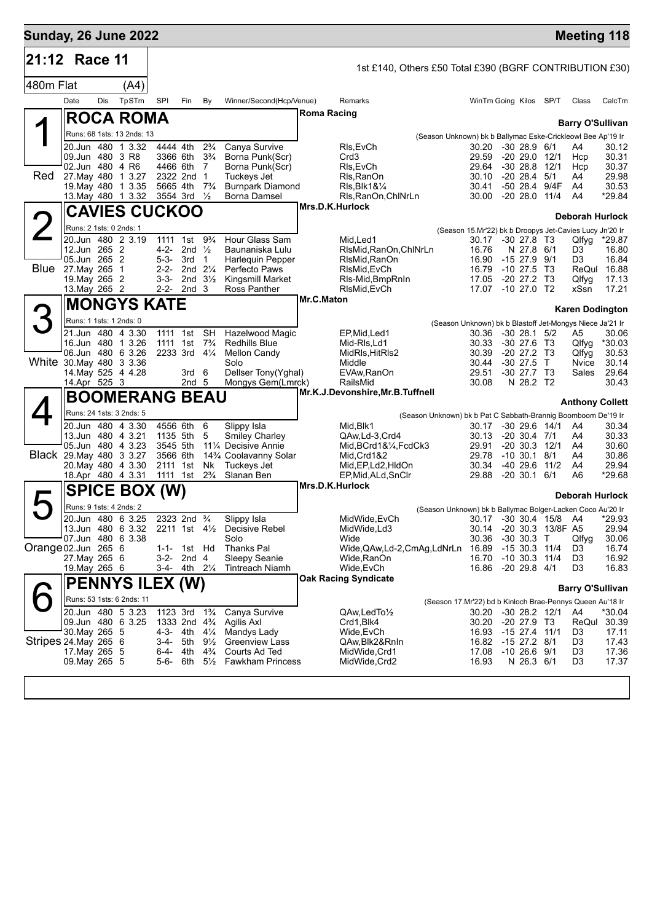## Sunday, 26 June 2022 — Meeting 118

**21:12 Race 11** — 1st £140, Others £50 Total £390 (BGRF CONTRIBUTION £30)

**480m Flat (A4)**

| Date | Dis | TpSTm | SPI | Fin | By | Winner/Second(Hcp/Venue) | Remarks | WinTm | Going | Kilos | SP/T | Class | CalcTm |
|---|---|---|---|---|---|---|---|---|---|---|---|---|---|

### 1 (Red) ROCA ROMA — Roma Racing — Barry O'Sullivan
Runs: 68 1sts: 13 2nds: 13 — (Season Unknown) bk b Ballymac Eske-Crickleowl Bee Ap'19 Ir

| Date | Dis | TpSTm | SPI | Fin | By | Winner/Second(Hcp/Venue) | Remarks | WinTm | Going | Kilos | SP/T | Class | CalcTm |
|---|---|---|---|---|---|---|---|---|---|---|---|---|---|
| 20.Jun | 480 | 1 3.32 | 4444 | 4th | 2¾ | Canya Survive | Rls,EvCh | 30.20 | -30 | 28.9 | 6/1 | A4 | 30.12 |
| 09.Jun | 480 | 3 R8 | 3366 | 6th | 3¾ | Borna Punk(Scr) | Crd3 | 29.59 | -20 | 29.0 | 12/1 | Hcp | 30.31 |
| 02.Jun | 480 | 4 R6 | 4466 | 6th | 7 | Borna Punk(Scr) | Rls,EvCh | 29.64 | -30 | 28.8 | 12/1 | Hcp | 30.37 |
| 27.May | 480 | 1 3.27 | 2322 | 2nd | 1 | Tuckeys Jet | Rls,RanOn | 30.10 | -20 | 28.4 | 5/1 | A4 | 29.98 |
| 19.May | 480 | 1 3.35 | 5665 | 4th | 7¾ | Burnpark Diamond | Rls,Blk1&¼ | 30.41 | -50 | 28.4 | 9/4F | A4 | 30.53 |
| 13.May | 480 | 1 3.32 | 3554 | 3rd | ½ | Borna Damsel | Rls,RanOn,ChlNrLn | 30.00 | -20 | 28.0 | 11/4 | A4 | *29.84 |

### 2 (Blue) CAVIES CUCKOO — Mrs.D.K.Hurlock — Deborah Hurlock
Runs: 2 1sts: 0 2nds: 1 — (Season 15.Mr'22) bk b Droopys Jet-Cavies Lucy Jn'20 Ir

| Date | Dis | TpSTm | SPI | Fin | By | Winner/Second(Hcp/Venue) | Remarks | WinTm | Going | Kilos | SP/T | Class | CalcTm |
|---|---|---|---|---|---|---|---|---|---|---|---|---|---|
| 20.Jun | 480 | 2 3.19 | 1111 | 1st | 9¾ | Hour Glass Sam | Mid,Led1 | 30.17 | -30 | 27.8 | T3 | Qlfyg | *29.87 |
| 12.Jun | 265 | 2 | 4-2- | 2nd | ½ | Baunaniska Lulu | RlsMid,RanOn,ChlNrLn | 16.76 | N | 27.8 | 6/1 | D3 | 16.80 |
| 05.Jun | 265 | 2 | 5-3- | 3rd | 1 | Harlequin Pepper | RlsMid,RanOn | 16.90 | -15 | 27.9 | 9/1 | D3 | 16.84 |
| 27.May | 265 | 1 | 2-2- | 2nd | 2¼ | Perfecto Paws | RlsMid,EvCh | 16.79 | -10 | 27.5 | T3 | ReQul | 16.88 |
| 19.May | 265 | 2 | 3-3- | 2nd | 3½ | Kingsmill Market | Rls-Mid,BmpRnIn | 17.05 | -20 | 27.2 | T3 | Qlfyg | 17.13 |
| 13.May | 265 | 2 | 2-2- | 2nd | 3 | Ross Panther | RlsMid,EvCh | 17.07 | -10 | 27.0 | T2 | xSsn | 17.21 |

### 3 (White) MONGYS KATE — Mr.C.Maton — Karen Dodington
Runs: 1 1sts: 1 2nds: 0 — (Season Unknown) bk b Blastoff Jet-Mongys Niece Ja'21 Ir

| Date | Dis | TpSTm | SPI | Fin | By | Winner/Second(Hcp/Venue) | Remarks | WinTm | Going | Kilos | SP/T | Class | CalcTm |
|---|---|---|---|---|---|---|---|---|---|---|---|---|---|
| 21.Jun | 480 | 4 3.30 | 1111 | 1st | SH | Hazelwood Magic | EP,Mid,Led1 | 30.36 | -30 | 28.1 | 5/2 | A5 | 30.06 |
| 16.Jun | 480 | 1 3.26 | 1111 | 1st | 7¾ | Redhills Blue | Mid-Rls,Ld1 | 30.33 | -30 | 27.6 | T3 | Qlfyg | *30.03 |
| 06.Jun | 480 | 6 3.26 | 2233 | 3rd | 4¼ | Mellon Candy | MidRls,HitRls2 | 30.39 | -20 | 27.2 | T3 | Qlfyg | 30.53 |
| 30.May | 480 | 3 3.36 | | | | Solo | Middle | 30.44 | -30 | 27.5 | T | Nvice | 30.14 |
| 14.May | 525 | 4 4.28 | | 3rd | 6 | Dellser Tony(Yghal) | EVAw,RanOn | 29.51 | -30 | 27.7 | T3 | Sales | 29.64 |
| 14.Apr | 525 | 3 | | 2nd | 5 | Mongys Gem(Lmrck) | RailsMid | 30.08 | N | 28.2 | T2 | | 30.43 |

### 4 (Black) BOOMERANG BEAU — Mr.K.J.Devonshire,Mr.B.Tuffnell — Anthony Collett
Runs: 24 1sts: 3 2nds: 5 — (Season Unknown) bk b Pat C Sabbath-Brannig Boomboom De'19 Ir

| Date | Dis | TpSTm | SPI | Fin | By | Winner/Second(Hcp/Venue) | Remarks | WinTm | Going | Kilos | SP/T | Class | CalcTm |
|---|---|---|---|---|---|---|---|---|---|---|---|---|---|
| 20.Jun | 480 | 4 3.30 | 4556 | 6th | 6 | Slippy Isla | Mid,Blk1 | 30.17 | -30 | 29.6 | 14/1 | A4 | 30.34 |
| 13.Jun | 480 | 4 3.21 | 1135 | 5th | 5 | Smiley Charley | QAw,Ld-3,Crd4 | 30.13 | -20 | 30.4 | 7/1 | A4 | 30.33 |
| 05.Jun | 480 | 4 3.23 | 3545 | 5th | 11¼ | Decisive Annie | Mid,BCrd1&¼,FcdCk3 | 29.91 | -20 | 30.3 | 12/1 | A4 | 30.60 |
| 29.May | 480 | 3 3.27 | 3566 | 6th | 14¾ | Coolavanny Solar | Mid,Crd1&2 | 29.78 | -10 | 30.1 | 8/1 | A4 | 30.86 |
| 20.May | 480 | 4 3.30 | 2111 | 1st | Nk | Tuckeys Jet | Mid,EP,Ld2,HldOn | 30.34 | -40 | 29.6 | 11/2 | A4 | 29.94 |
| 18.Apr | 480 | 4 3.31 | 1111 | 1st | 2¾ | Slanan Ben | EP,Mid,ALd,SnClr | 29.88 | -20 | 30.1 | 6/1 | A6 | *29.68 |

### 5 (Orange) SPICE BOX (W) — Mrs.D.K.Hurlock — Deborah Hurlock
Runs: 9 1sts: 4 2nds: 2 — (Season Unknown) bk b Ballymac Bolger-Lacken Coco Au'20 Ir

| Date | Dis | TpSTm | SPI | Fin | By | Winner/Second(Hcp/Venue) | Remarks | WinTm | Going | Kilos | SP/T | Class | CalcTm |
|---|---|---|---|---|---|---|---|---|---|---|---|---|---|
| 20.Jun | 480 | 6 3.25 | 2323 | 2nd | ¾ | Slippy Isla | MidWide,EvCh | 30.17 | -30 | 30.4 | 15/8 | A4 | *29.93 |
| 13.Jun | 480 | 6 3.32 | 2211 | 1st | 4½ | Decisive Rebel | MidWide,Ld3 | 30.14 | -20 | 30.3 | 13/8F | A5 | 29.94 |
| 07.Jun | 480 | 6 3.38 | | | | Solo | Wide | 30.36 | -30 | 30.3 | T | Qlfyg | 30.06 |
| 02.Jun | 265 | 6 | 1-1- | 1st | Hd | Thanks Pal | Wide,QAw,Ld-2,CmAg,LdNrLn | 16.89 | -15 | 30.3 | 11/4 | D3 | 16.74 |
| 27.May | 265 | 6 | 3-2- | 2nd | 4 | Sleepy Seanie | Wide,RanOn | 16.70 | -10 | 30.3 | 11/4 | D3 | 16.92 |
| 19.May | 265 | 6 | 3-4- | 4th | 2¼ | Tintreach Niamh | Wide,EvCh | 16.86 | -20 | 29.8 | 4/1 | D3 | 16.83 |

### 6 (Stripes) PENNYS ILEX (W) — Oak Racing Syndicate — Barry O'Sullivan
Runs: 53 1sts: 6 2nds: 11 — (Season 17.Mr'22) bd b Kinloch Brae-Pennys Queen Au'18 Ir

| Date | Dis | TpSTm | SPI | Fin | By | Winner/Second(Hcp/Venue) | Remarks | WinTm | Going | Kilos | SP/T | Class | CalcTm |
|---|---|---|---|---|---|---|---|---|---|---|---|---|---|
| 20.Jun | 480 | 5 3.23 | 1123 | 3rd | 1¾ | Canya Survive | QAw,LedTo½ | 30.20 | -30 | 28.2 | 12/1 | A4 | *30.04 |
| 09.Jun | 480 | 6 3.25 | 1333 | 2nd | 4¾ | Agilis Axl | Crd1,Blk4 | 30.20 | -20 | 27.9 | T3 | ReQul | 30.39 |
| 30.May | 265 | 5 | 4-3- | 4th | 4¼ | Mandys Lady | Wide,EvCh | 16.93 | -15 | 27.4 | 11/1 | D3 | 17.11 |
| 24.May | 265 | 6 | 3-4- | 5th | 9½ | Greenview Lass | QAw,Blk2&RnIn | 16.82 | -15 | 27.2 | 8/1 | D3 | 17.43 |
| 17.May | 265 | 5 | 6-4- | 4th | 4¾ | Courts Ad Ted | MidWide,Crd1 | 17.08 | -10 | 26.6 | 9/1 | D3 | 17.36 |
| 09.May | 265 | 5 | 5-6- | 6th | 5½ | Fawkham Princess | MidWide,Crd2 | 16.93 | N | 26.3 | 6/1 | D3 | 17.37 |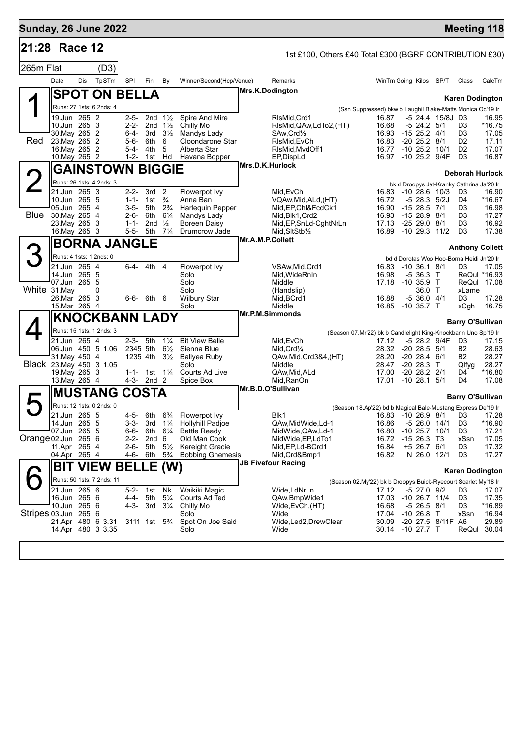## Sunday, 26 June 2022 — Meeting 118

**21:28 Race 12** — 1st £100, Others £40 Total £300 (BGRF CONTRIBUTION £30)

265m Flat (D3)

| Date | Dis | TpSTm | SPI | Fin | By | Winner/Second(Hcp/Venue) | Remarks | WinTm | Going | Kilos | SP/T | Class | CalcTm |
|---|---|---|---|---|---|---|---|---|---|---|---|---|---|

### 1 (Red) SPOT ON BELLA — Mrs.K.Dodington — Karen Dodington

Runs: 27 1sts: 6 2nds: 4 — (Ssn Suppressed) bkw b Laughil Blake-Matts Monica Oc'19 Ir

| Date | Dis | TpSTm | SPI | Fin | By | Winner/Second(Hcp/Venue) | Remarks | WinTm | Going | Kilos | SP/T | Class | CalcTm |
|---|---|---|---|---|---|---|---|---|---|---|---|---|---|
| 19.Jun | 265 | 2 | 2-5- | 2nd | 1½ | Spire And Mire | RlsMid,Crd1 | 16.87 | -5 | 24.4 | 15/8J | D3 | 16.95 |
| 10.Jun | 265 | 3 | 2-2- | 2nd | 1½ | Chilly Mo | RlsMid,QAw,LdTo2,(HT) | 16.68 | -5 | 24.2 | 5/1 | D3 | *16.75 |
| 30.May | 265 | 2 | 6-4- | 3rd | 3½ | Mandys Lady | SAw,Crd½ | 16.93 | -15 | 25.2 | 4/1 | D3 | 17.05 |
| 23.May | 265 | 2 | 5-6- | 6th | 6 | Cloondarone Star | RlsMid,EvCh | 16.83 | -20 | 25.2 | 8/1 | D2 | 17.11 |
| 16.May | 265 | 2 | 5-4- | 4th | 5 | Alberta Star | RlsMid,MvdOff1 | 16.77 | -10 | 25.2 | 10/1 | D2 | 17.07 |
| 10.May | 265 | 2 | 1-2- | 1st | Hd | Havana Bopper | EP,DispLd | 16.97 | -10 | 25.2 | 9/4F | D3 | 16.87 |

### 2 (Blue) GAINSTOWN BIGGIE — Mrs.D.K.Hurlock — Deborah Hurlock

Runs: 26 1sts: 4 2nds: 3 — bk d Droopys Jet-Kranky Cathrina Ja'20 Ir

| Date | Dis | TpSTm | SPI | Fin | By | Winner/Second(Hcp/Venue) | Remarks | WinTm | Going | Kilos | SP/T | Class | CalcTm |
|---|---|---|---|---|---|---|---|---|---|---|---|---|---|
| 21.Jun | 265 | 3 | 2-2- | 3rd | 2 | Flowerpot Ivy | Mid,EvCh | 16.83 | -10 | 28.6 | 10/3 | D3 | 16.90 |
| 10.Jun | 265 | 5 | 1-1- | 1st | ¾ | Anna Ban | VQAw,Mid,ALd,(HT) | 16.72 | -5 | 28.3 | 5/2J | D4 | *16.67 |
| 05.Jun | 265 | 4 | 3-5- | 5th | 2¾ | Harlequin Pepper | Mid,EP,Chl&FcdCk1 | 16.90 | -15 | 28.5 | 7/1 | D3 | 16.98 |
| 30.May | 265 | 4 | 2-6- | 6th | 6¼ | Mandys Lady | Mid,Blk1,Crd2 | 16.93 | -15 | 28.9 | 8/1 | D3 | 17.27 |
| 23.May | 265 | 3 | 1-1- | 2nd | ½ | Boreen Daisy | Mid,EP,SnLd-CghtNrLn | 17.13 | -25 | 29.0 | 8/1 | D3 | 16.92 |
| 16.May | 265 | 3 | 5-5- | 5th | 7¼ | Drumcrow Jade | Mid,SltStb½ | 16.89 | -10 | 29.3 | 11/2 | D3 | 17.38 |

### 3 (White) BORNA JANGLE — Mr.A.M.P.Collett — Anthony Collett

Runs: 4 1sts: 1 2nds: 0 — bd d Dorotas Woo Hoo-Borna Heidi Jn'20 Ir

| Date | Dis | TpSTm | SPI | Fin | By | Winner/Second(Hcp/Venue) | Remarks | WinTm | Going | Kilos | SP/T | Class | CalcTm |
|---|---|---|---|---|---|---|---|---|---|---|---|---|---|
| 21.Jun | 265 | 4 | 6-4- | 4th | 4 | Flowerpot Ivy | VSAw,Mid,Crd1 | 16.83 | -10 | 36.1 | 8/1 | D3 | 17.05 |
| 14.Jun | 265 | 5 | | | | Solo | Mid,WideRnIn | 16.98 | -5 | 36.3 | T | ReQul | *16.93 |
| 07.Jun | 265 | 5 | | | | Solo | Middle | 17.18 | -10 | 35.9 | T | ReQul | 17.08 |
| 31.May | | 0 | | | | Solo | (Handslip) | | | 36.0 | T | xLame | |
| 26.Mar | 265 | 3 | 6-6- | 6th | 6 | Wilbury Star | Mid,BCrd1 | 16.88 | -5 | 36.0 | 4/1 | D3 | 17.28 |
| 15.Mar | 265 | 4 | | | | Solo | Middle | 16.85 | -10 | 35.7 | T | xCgh | 16.75 |

### 4 (Black) KNOCKBANN LADY — Mr.P.M.Simmonds — Barry O'Sullivan

Runs: 15 1sts: 1 2nds: 3 — (Season 07.Mr'22) bk b Candlelight King-Knockbann Uno Sp'19 Ir

| Date | Dis | TpSTm | SPI | Fin | By | Winner/Second(Hcp/Venue) | Remarks | WinTm | Going | Kilos | SP/T | Class | CalcTm |
|---|---|---|---|---|---|---|---|---|---|---|---|---|---|
| 21.Jun | 265 | 4 | 2-3- | 5th | 1¼ | Bit View Belle | Mid,EvCh | 17.12 | -5 | 28.2 | 9/4F | D3 | 17.15 |
| 06.Jun | 450 | 5 1.06 | 2345 | 5th | 6½ | Sienna Blue | Mid,Crd¼ | 28.32 | -20 | 28.5 | 5/1 | B2 | 28.63 |
| 31.May | 450 | 4 | 1235 | 4th | 3½ | Ballyea Ruby | QAw,Mid,Crd3&4,(HT) | 28.20 | -20 | 28.4 | 6/1 | B2 | 28.27 |
| 23.May | 450 | 3 1.05 | | | | Solo | Middle | 28.47 | -20 | 28.3 | T | Qlfyg | 28.27 |
| 19.May | 265 | 3 | 1-1- | 1st | 1¼ | Courts Ad Live | QAw,Mid,ALd | 17.00 | -20 | 28.2 | 2/1 | D4 | *16.80 |
| 13.May | 265 | 4 | 4-3- | 2nd | 2 | Spice Box | Mid,RanOn | 17.01 | -10 | 28.1 | 5/1 | D4 | 17.08 |

### 5 (Orange) MUSTANG COSTA — Mr.B.D.O'Sullivan — Barry O'Sullivan

Runs: 12 1sts: 0 2nds: 0 — (Season 18.Ap'22) bd b Magical Bale-Mustang Express De'19 Ir

| Date | Dis | TpSTm | SPI | Fin | By | Winner/Second(Hcp/Venue) | Remarks | WinTm | Going | Kilos | SP/T | Class | CalcTm |
|---|---|---|---|---|---|---|---|---|---|---|---|---|---|
| 21.Jun | 265 | 5 | 4-5- | 6th | 6¾ | Flowerpot Ivy | Blk1 | 16.83 | -10 | 26.9 | 8/1 | D3 | 17.28 |
| 14.Jun | 265 | 5 | 3-3- | 3rd | 1¼ | Hollyhill Padjoe | QAw,MidWide,Ld-1 | 16.86 | -5 | 26.0 | 14/1 | D3 | *16.90 |
| 07.Jun | 265 | 5 | 6-6- | 6th | 6¼ | Battle Ready | MidWide,QAw,Ld-1 | 16.80 | -10 | 25.7 | 10/1 | D3 | 17.21 |
| 02.Jun | 265 | 6 | 2-2- | 2nd | 6 | Old Man Cook | MidWide,EP,LdTo1 | 16.72 | -15 | 26.3 | T3 | xSsn | 17.05 |
| 11.Apr | 265 | 4 | 2-6- | 5th | 5½ | Kereight Gracie | Mid,EP,Ld-BCrd1 | 16.84 | +5 | 26.7 | 6/1 | D3 | 17.32 |
| 04.Apr | 265 | 4 | 4-6- | 6th | 5¾ | Bobbing Gnemesis | Mid,Crd&Bmp1 | 16.82 | N | 26.0 | 12/1 | D3 | 17.27 |

### 6 (Stripes) BIT VIEW BELLE (W) — JB Fivefour Racing — Karen Dodington

Runs: 50 1sts: 7 2nds: 11 — (Season 02.My'22) bk b Droopys Buick-Ryecourt Scarlet My'18 Ir

| Date | Dis | TpSTm | SPI | Fin | By | Winner/Second(Hcp/Venue) | Remarks | WinTm | Going | Kilos | SP/T | Class | CalcTm |
|---|---|---|---|---|---|---|---|---|---|---|---|---|---|
| 21.Jun | 265 | 6 | 5-2- | 1st | Nk | Waikiki Magic | Wide,LdNrLn | 17.12 | -5 | 27.0 | 9/2 | D3 | 17.07 |
| 16.Jun | 265 | 6 | 4-4- | 5th | 5¼ | Courts Ad Ted | QAw,BmpWide1 | 17.03 | -10 | 26.7 | 11/4 | D3 | 17.35 |
| 10.Jun | 265 | 6 | 4-3- | 3rd | 3¼ | Chilly Mo | Wide,EvCh,(HT) | 16.68 | -5 | 26.5 | 8/1 | D3 | *16.89 |
| 03.Jun | 265 | 6 | | | | Solo | Wide | 17.04 | -10 | 26.8 | T | xSsn | 16.94 |
| 21.Apr | 480 | 6 3.31 | 3111 | 1st | 5¾ | Spot On Joe Said | Wide,Led2,DrewClear | 30.09 | -20 | 27.5 | 8/11F | A6 | 29.89 |
| 14.Apr | 480 | 3 3.35 | | | | Solo | Wide | 30.14 | -10 | 27.7 | T | ReQul | 30.04 |